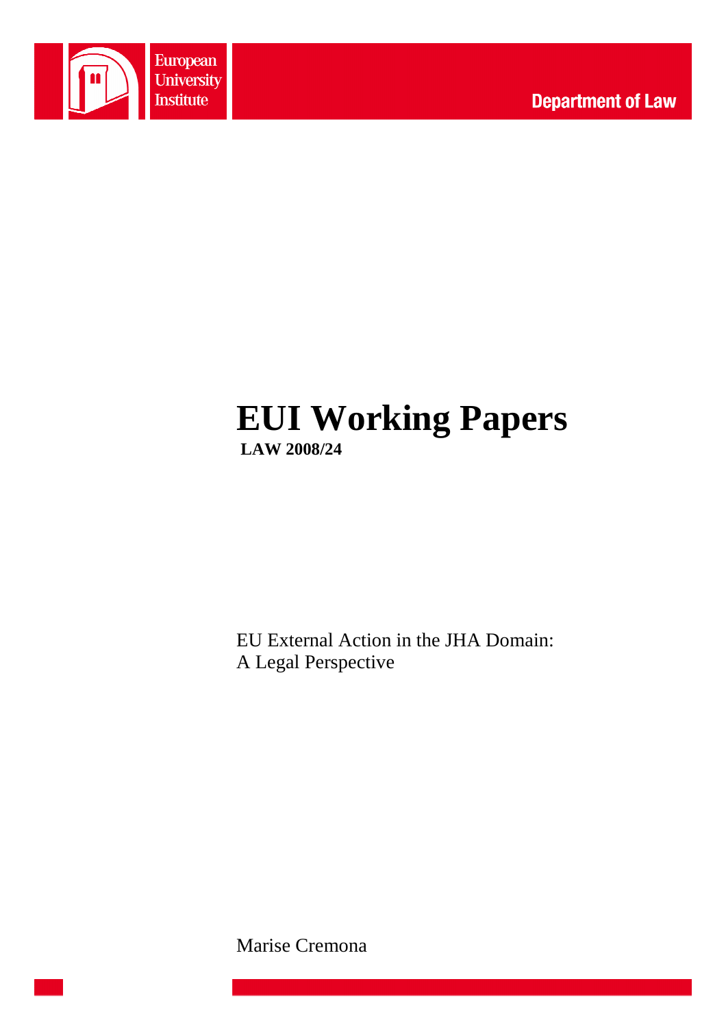European University Institute

Department of Law

# EUI Working Papers

**LAW 2008/24**

EU External Action in the JHA Domain:
A Legal Perspective

Marise Cremona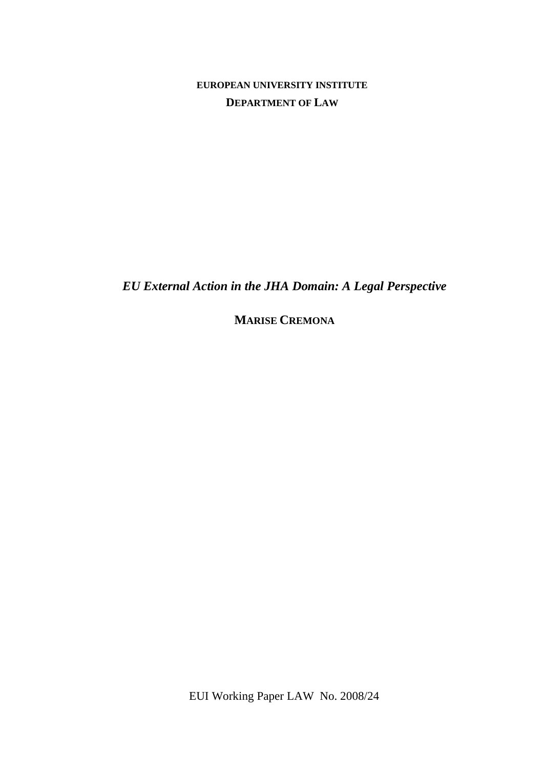**EUROPEAN UNIVERSITY INSTITUTE**

**DEPARTMENT OF LAW**

# *EU External Action in the JHA Domain: A Legal Perspective*

**MARISE CREMONA**

EUI Working Paper LAW No. 2008/24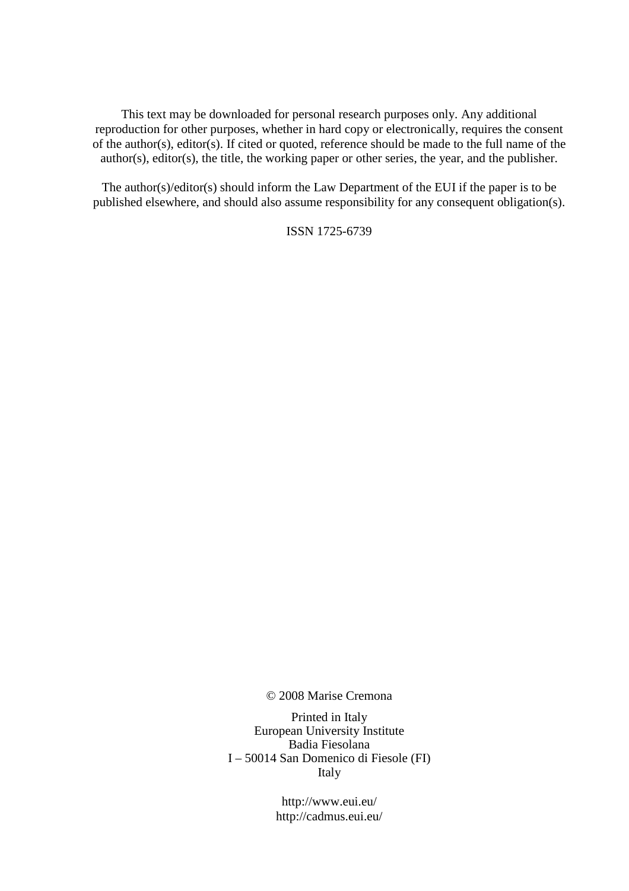This text may be downloaded for personal research purposes only. Any additional reproduction for other purposes, whether in hard copy or electronically, requires the consent of the author(s), editor(s). If cited or quoted, reference should be made to the full name of the author(s), editor(s), the title, the working paper or other series, the year, and the publisher.

The author(s)/editor(s) should inform the Law Department of the EUI if the paper is to be published elsewhere, and should also assume responsibility for any consequent obligation(s).

ISSN 1725-6739

© 2008 Marise Cremona

Printed in Italy
European University Institute
Badia Fiesolana
I – 50014 San Domenico di Fiesole (FI)
Italy

http://www.eui.eu/
http://cadmus.eui.eu/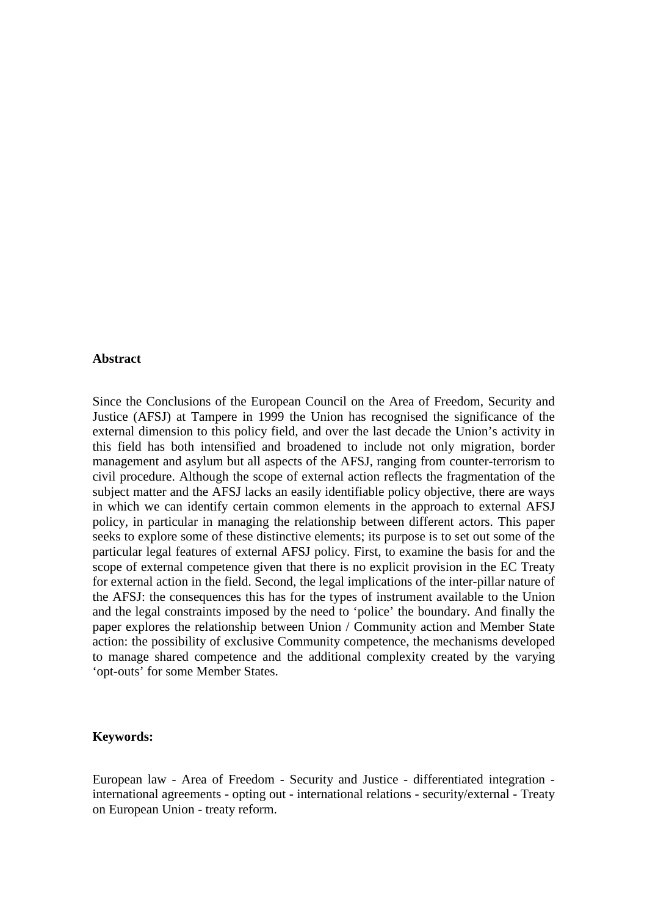**Abstract**

Since the Conclusions of the European Council on the Area of Freedom, Security and Justice (AFSJ) at Tampere in 1999 the Union has recognised the significance of the external dimension to this policy field, and over the last decade the Union's activity in this field has both intensified and broadened to include not only migration, border management and asylum but all aspects of the AFSJ, ranging from counter-terrorism to civil procedure. Although the scope of external action reflects the fragmentation of the subject matter and the AFSJ lacks an easily identifiable policy objective, there are ways in which we can identify certain common elements in the approach to external AFSJ policy, in particular in managing the relationship between different actors. This paper seeks to explore some of these distinctive elements; its purpose is to set out some of the particular legal features of external AFSJ policy. First, to examine the basis for and the scope of external competence given that there is no explicit provision in the EC Treaty for external action in the field. Second, the legal implications of the inter-pillar nature of the AFSJ: the consequences this has for the types of instrument available to the Union and the legal constraints imposed by the need to 'police' the boundary. And finally the paper explores the relationship between Union / Community action and Member State action: the possibility of exclusive Community competence, the mechanisms developed to manage shared competence and the additional complexity created by the varying 'opt-outs' for some Member States.

**Keywords:**

European law - Area of Freedom - Security and Justice - differentiated integration - international agreements - opting out - international relations - security/external - Treaty on European Union - treaty reform.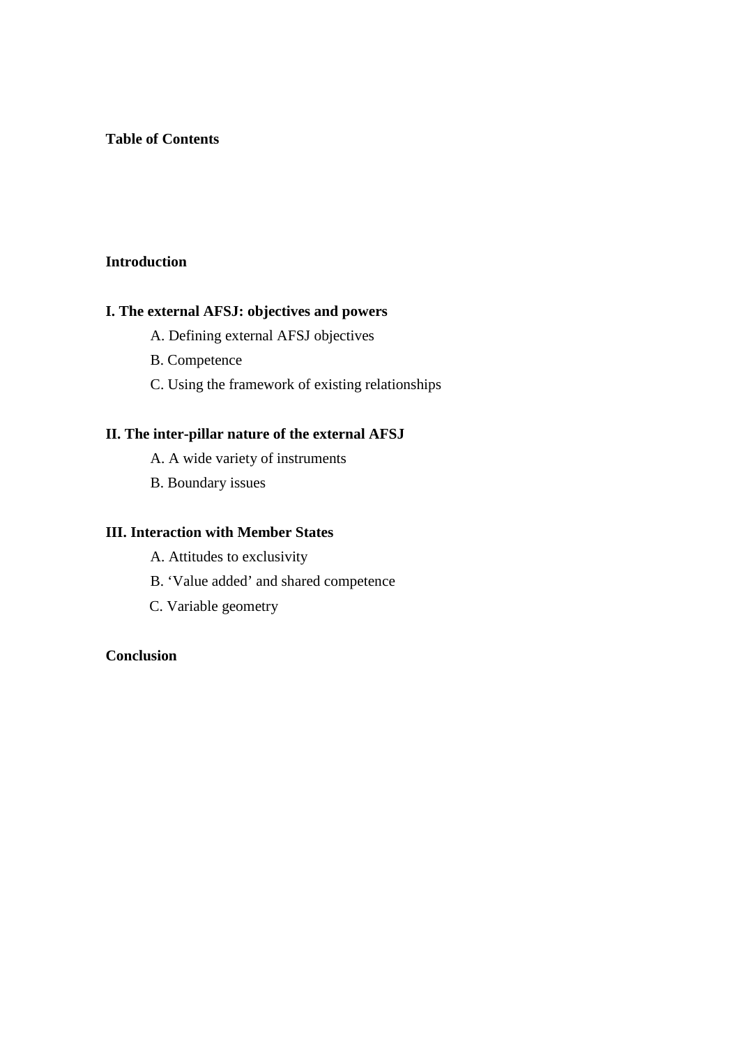**Table of Contents**

**Introduction**

**I. The external AFSJ: objectives and powers**

- A. Defining external AFSJ objectives
- B. Competence
- C. Using the framework of existing relationships

**II. The inter-pillar nature of the external AFSJ**

- A. A wide variety of instruments
- B. Boundary issues

**III. Interaction with Member States**

- A. Attitudes to exclusivity
- B. 'Value added' and shared competence
- C. Variable geometry

**Conclusion**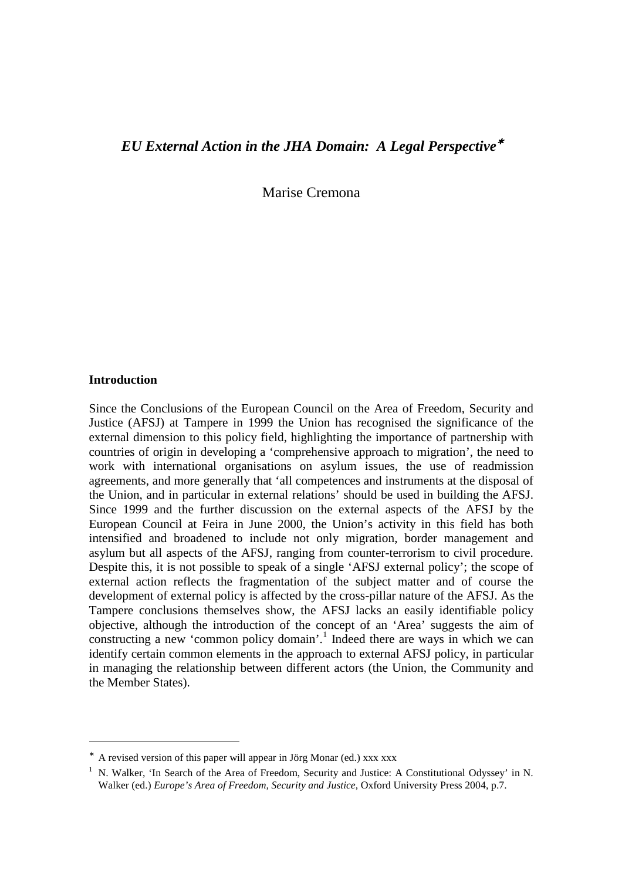# *EU External Action in the JHA Domain: A Legal Perspective*[*]

Marise Cremona

**Introduction**

Since the Conclusions of the European Council on the Area of Freedom, Security and Justice (AFSJ) at Tampere in 1999 the Union has recognised the significance of the external dimension to this policy field, highlighting the importance of partnership with countries of origin in developing a 'comprehensive approach to migration', the need to work with international organisations on asylum issues, the use of readmission agreements, and more generally that 'all competences and instruments at the disposal of the Union, and in particular in external relations' should be used in building the AFSJ. Since 1999 and the further discussion on the external aspects of the AFSJ by the European Council at Feira in June 2000, the Union's activity in this field has both intensified and broadened to include not only migration, border management and asylum but all aspects of the AFSJ, ranging from counter-terrorism to civil procedure. Despite this, it is not possible to speak of a single 'AFSJ external policy'; the scope of external action reflects the fragmentation of the subject matter and of course the development of external policy is affected by the cross-pillar nature of the AFSJ. As the Tampere conclusions themselves show, the AFSJ lacks an easily identifiable policy objective, although the introduction of the concept of an 'Area' suggests the aim of constructing a new 'common policy domain'.[1] Indeed there are ways in which we can identify certain common elements in the approach to external AFSJ policy, in particular in managing the relationship between different actors (the Union, the Community and the Member States).

---

[*] A revised version of this paper will appear in Jörg Monar (ed.) xxx xxx

[1] N. Walker, 'In Search of the Area of Freedom, Security and Justice: A Constitutional Odyssey' in N. Walker (ed.) *Europe's Area of Freedom, Security and Justice*, Oxford University Press 2004, p.7.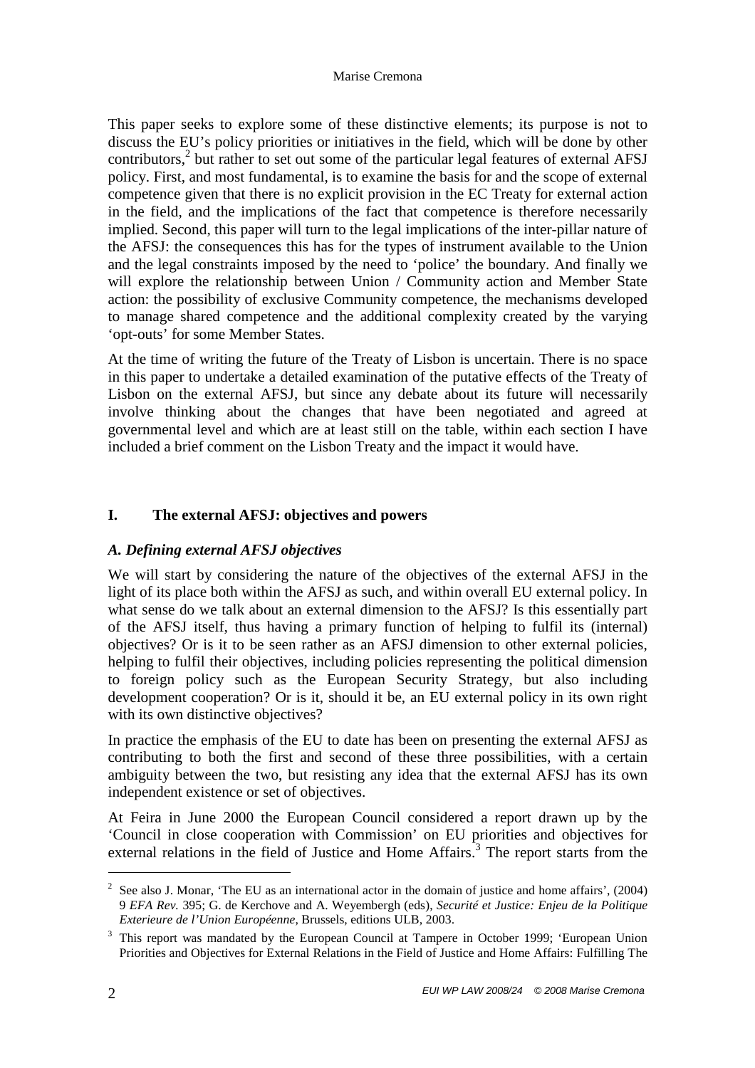This paper seeks to explore some of these distinctive elements; its purpose is not to discuss the EU's policy priorities or initiatives in the field, which will be done by other contributors,[2] but rather to set out some of the particular legal features of external AFSJ policy. First, and most fundamental, is to examine the basis for and the scope of external competence given that there is no explicit provision in the EC Treaty for external action in the field, and the implications of the fact that competence is therefore necessarily implied. Second, this paper will turn to the legal implications of the inter-pillar nature of the AFSJ: the consequences this has for the types of instrument available to the Union and the legal constraints imposed by the need to 'police' the boundary. And finally we will explore the relationship between Union / Community action and Member State action: the possibility of exclusive Community competence, the mechanisms developed to manage shared competence and the additional complexity created by the varying 'opt-outs' for some Member States.

At the time of writing the future of the Treaty of Lisbon is uncertain. There is no space in this paper to undertake a detailed examination of the putative effects of the Treaty of Lisbon on the external AFSJ, but since any debate about its future will necessarily involve thinking about the changes that have been negotiated and agreed at governmental level and which are at least still on the table, within each section I have included a brief comment on the Lisbon Treaty and the impact it would have.

## I. The external AFSJ: objectives and powers

### *A. Defining external AFSJ objectives*

We will start by considering the nature of the objectives of the external AFSJ in the light of its place both within the AFSJ as such, and within overall EU external policy. In what sense do we talk about an external dimension to the AFSJ? Is this essentially part of the AFSJ itself, thus having a primary function of helping to fulfil its (internal) objectives? Or is it to be seen rather as an AFSJ dimension to other external policies, helping to fulfil their objectives, including policies representing the political dimension to foreign policy such as the European Security Strategy, but also including development cooperation? Or is it, should it be, an EU external policy in its own right with its own distinctive objectives?

In practice the emphasis of the EU to date has been on presenting the external AFSJ as contributing to both the first and second of these three possibilities, with a certain ambiguity between the two, but resisting any idea that the external AFSJ has its own independent existence or set of objectives.

At Feira in June 2000 the European Council considered a report drawn up by the 'Council in close cooperation with Commission' on EU priorities and objectives for external relations in the field of Justice and Home Affairs.[3] The report starts from the

---

[2] See also J. Monar, 'The EU as an international actor in the domain of justice and home affairs', (2004) 9 *EFA Rev.* 395; G. de Kerchove and A. Weyembergh (eds), *Securité et Justice: Enjeu de la Politique Exterieure de l'Union Européenne*, Brussels, editions ULB, 2003.

[3] This report was mandated by the European Council at Tampere in October 1999; 'European Union Priorities and Objectives for External Relations in the Field of Justice and Home Affairs: Fulfilling The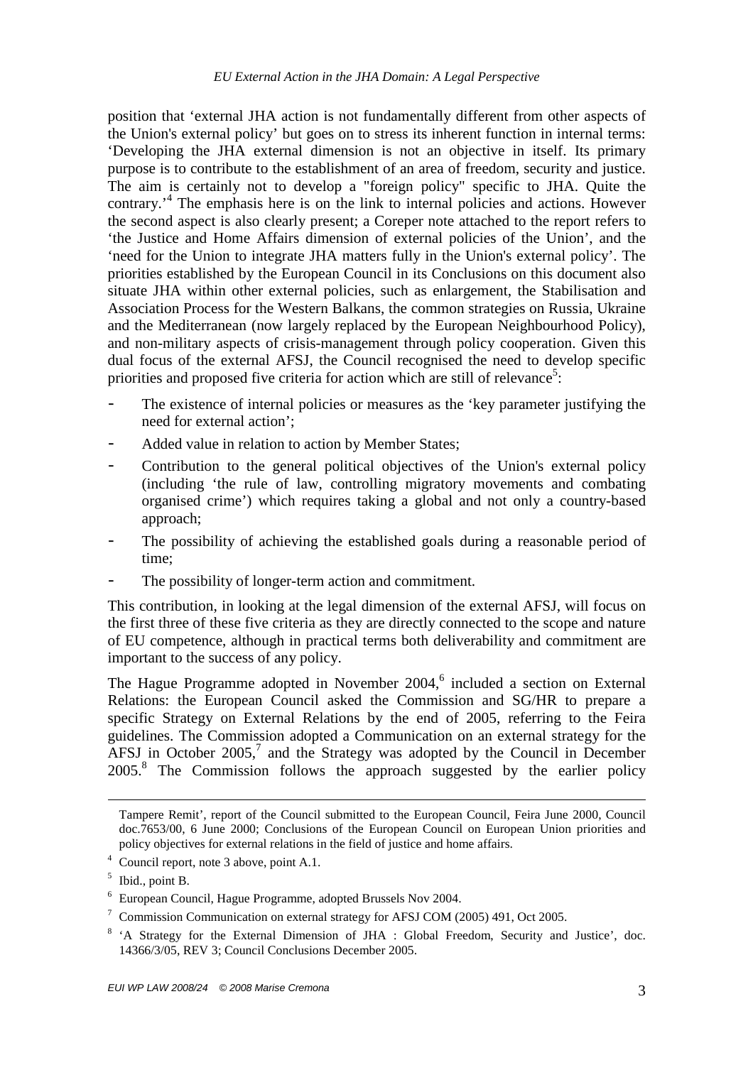position that 'external JHA action is not fundamentally different from other aspects of the Union's external policy' but goes on to stress its inherent function in internal terms: 'Developing the JHA external dimension is not an objective in itself. Its primary purpose is to contribute to the establishment of an area of freedom, security and justice. The aim is certainly not to develop a "foreign policy" specific to JHA. Quite the contrary.'[4] The emphasis here is on the link to internal policies and actions. However the second aspect is also clearly present; a Coreper note attached to the report refers to 'the Justice and Home Affairs dimension of external policies of the Union', and the 'need for the Union to integrate JHA matters fully in the Union's external policy'. The priorities established by the European Council in its Conclusions on this document also situate JHA within other external policies, such as enlargement, the Stabilisation and Association Process for the Western Balkans, the common strategies on Russia, Ukraine and the Mediterranean (now largely replaced by the European Neighbourhood Policy), and non-military aspects of crisis-management through policy cooperation. Given this dual focus of the external AFSJ, the Council recognised the need to develop specific priorities and proposed five criteria for action which are still of relevance[5]:

- The existence of internal policies or measures as the 'key parameter justifying the need for external action';
- Added value in relation to action by Member States;
- Contribution to the general political objectives of the Union's external policy (including 'the rule of law, controlling migratory movements and combating organised crime') which requires taking a global and not only a country-based approach;
- The possibility of achieving the established goals during a reasonable period of time;
- The possibility of longer-term action and commitment.

This contribution, in looking at the legal dimension of the external AFSJ, will focus on the first three of these five criteria as they are directly connected to the scope and nature of EU competence, although in practical terms both deliverability and commitment are important to the success of any policy.

The Hague Programme adopted in November 2004,[6] included a section on External Relations: the European Council asked the Commission and SG/HR to prepare a specific Strategy on External Relations by the end of 2005, referring to the Feira guidelines. The Commission adopted a Communication on an external strategy for the AFSJ in October 2005,[7] and the Strategy was adopted by the Council in December 2005.[8] The Commission follows the approach suggested by the earlier policy

---

Tampere Remit', report of the Council submitted to the European Council, Feira June 2000, Council doc.7653/00, 6 June 2000; Conclusions of the European Council on European Union priorities and policy objectives for external relations in the field of justice and home affairs.

[4] Council report, note 3 above, point A.1.

[5] Ibid., point B.

[6] European Council, Hague Programme, adopted Brussels Nov 2004.

[7] Commission Communication on external strategy for AFSJ COM (2005) 491, Oct 2005.

[8] 'A Strategy for the External Dimension of JHA : Global Freedom, Security and Justice', doc. 14366/3/05, REV 3; Council Conclusions December 2005.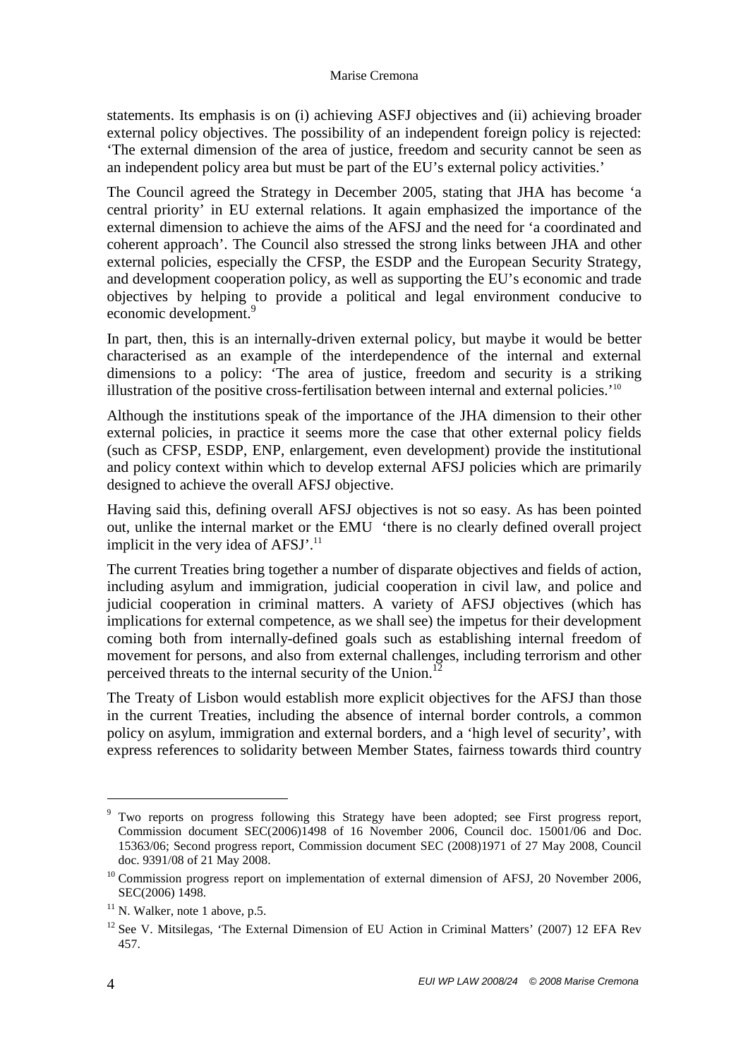statements. Its emphasis is on (i) achieving ASFJ objectives and (ii) achieving broader external policy objectives. The possibility of an independent foreign policy is rejected: 'The external dimension of the area of justice, freedom and security cannot be seen as an independent policy area but must be part of the EU's external policy activities.'

The Council agreed the Strategy in December 2005, stating that JHA has become 'a central priority' in EU external relations. It again emphasized the importance of the external dimension to achieve the aims of the AFSJ and the need for 'a coordinated and coherent approach'. The Council also stressed the strong links between JHA and other external policies, especially the CFSP, the ESDP and the European Security Strategy, and development cooperation policy, as well as supporting the EU's economic and trade objectives by helping to provide a political and legal environment conducive to economic development.[9]

In part, then, this is an internally-driven external policy, but maybe it would be better characterised as an example of the interdependence of the internal and external dimensions to a policy: 'The area of justice, freedom and security is a striking illustration of the positive cross-fertilisation between internal and external policies.'[10]

Although the institutions speak of the importance of the JHA dimension to their other external policies, in practice it seems more the case that other external policy fields (such as CFSP, ESDP, ENP, enlargement, even development) provide the institutional and policy context within which to develop external AFSJ policies which are primarily designed to achieve the overall AFSJ objective.

Having said this, defining overall AFSJ objectives is not so easy. As has been pointed out, unlike the internal market or the EMU 'there is no clearly defined overall project implicit in the very idea of AFSJ'.[11]

The current Treaties bring together a number of disparate objectives and fields of action, including asylum and immigration, judicial cooperation in civil law, and police and judicial cooperation in criminal matters. A variety of AFSJ objectives (which has implications for external competence, as we shall see) the impetus for their development coming both from internally-defined goals such as establishing internal freedom of movement for persons, and also from external challenges, including terrorism and other perceived threats to the internal security of the Union.[12]

The Treaty of Lisbon would establish more explicit objectives for the AFSJ than those in the current Treaties, including the absence of internal border controls, a common policy on asylum, immigration and external borders, and a 'high level of security', with express references to solidarity between Member States, fairness towards third country

---

[9] Two reports on progress following this Strategy have been adopted; see First progress report, Commission document SEC(2006)1498 of 16 November 2006, Council doc. 15001/06 and Doc. 15363/06; Second progress report, Commission document SEC (2008)1971 of 27 May 2008, Council doc. 9391/08 of 21 May 2008.

[10] Commission progress report on implementation of external dimension of AFSJ, 20 November 2006, SEC(2006) 1498.

[11] N. Walker, note 1 above, p.5.

[12] See V. Mitsilegas, 'The External Dimension of EU Action in Criminal Matters' (2007) 12 EFA Rev 457.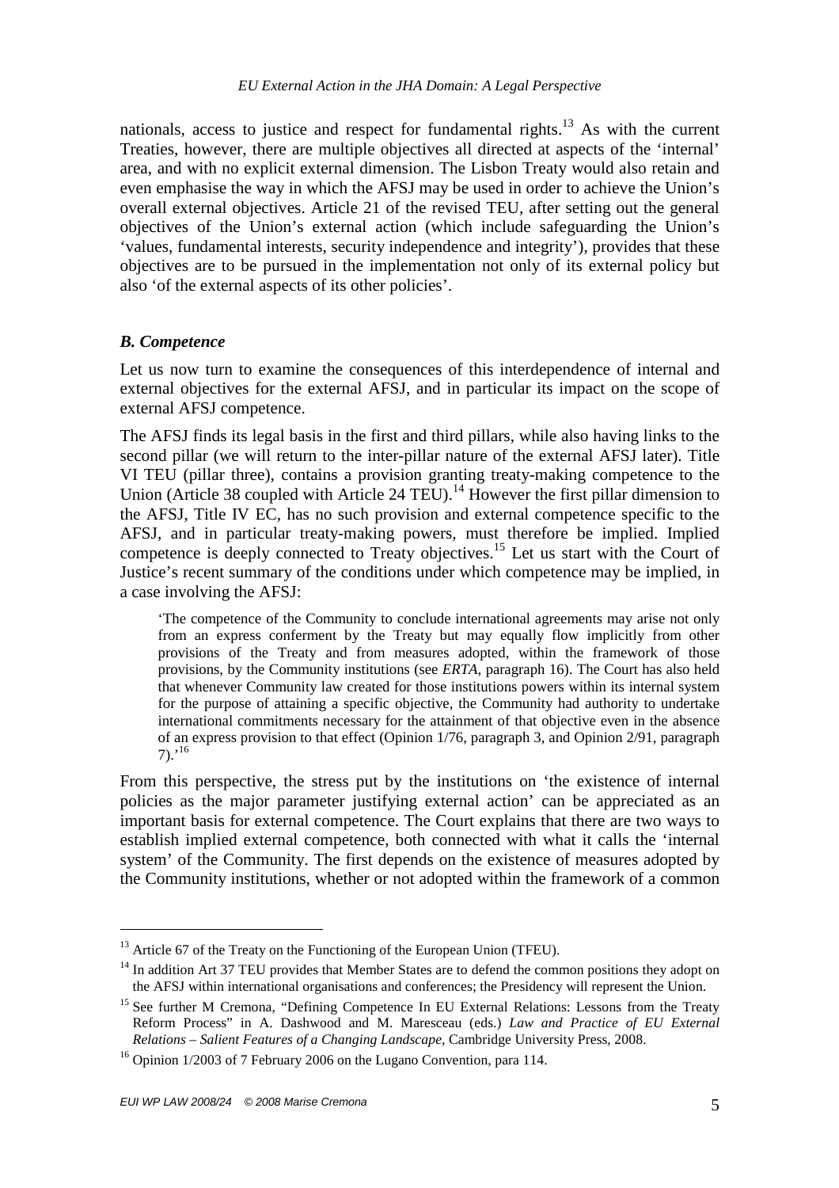nationals, access to justice and respect for fundamental rights.[13] As with the current Treaties, however, there are multiple objectives all directed at aspects of the 'internal' area, and with no explicit external dimension. The Lisbon Treaty would also retain and even emphasise the way in which the AFSJ may be used in order to achieve the Union's overall external objectives. Article 21 of the revised TEU, after setting out the general objectives of the Union's external action (which include safeguarding the Union's 'values, fundamental interests, security independence and integrity'), provides that these objectives are to be pursued in the implementation not only of its external policy but also 'of the external aspects of its other policies'.

### *B. Competence*

Let us now turn to examine the consequences of this interdependence of internal and external objectives for the external AFSJ, and in particular its impact on the scope of external AFSJ competence.

The AFSJ finds its legal basis in the first and third pillars, while also having links to the second pillar (we will return to the inter-pillar nature of the external AFSJ later). Title VI TEU (pillar three), contains a provision granting treaty-making competence to the Union (Article 38 coupled with Article 24 TEU).[14] However the first pillar dimension to the AFSJ, Title IV EC, has no such provision and external competence specific to the AFSJ, and in particular treaty-making powers, must therefore be implied. Implied competence is deeply connected to Treaty objectives.[15] Let us start with the Court of Justice's recent summary of the conditions under which competence may be implied, in a case involving the AFSJ:

> 'The competence of the Community to conclude international agreements may arise not only from an express conferment by the Treaty but may equally flow implicitly from other provisions of the Treaty and from measures adopted, within the framework of those provisions, by the Community institutions (see *ERTA*, paragraph 16). The Court has also held that whenever Community law created for those institutions powers within its internal system for the purpose of attaining a specific objective, the Community had authority to undertake international commitments necessary for the attainment of that objective even in the absence of an express provision to that effect (Opinion 1/76, paragraph 3, and Opinion 2/91, paragraph 7).'[16]

From this perspective, the stress put by the institutions on 'the existence of internal policies as the major parameter justifying external action' can be appreciated as an important basis for external competence. The Court explains that there are two ways to establish implied external competence, both connected with what it calls the 'internal system' of the Community. The first depends on the existence of measures adopted by the Community institutions, whether or not adopted within the framework of a common

---

[13] Article 67 of the Treaty on the Functioning of the European Union (TFEU).

[14] In addition Art 37 TEU provides that Member States are to defend the common positions they adopt on the AFSJ within international organisations and conferences; the Presidency will represent the Union.

[15] See further M Cremona, "Defining Competence In EU External Relations: Lessons from the Treaty Reform Process" in A. Dashwood and M. Maresceau (eds.) *Law and Practice of EU External Relations – Salient Features of a Changing Landscape*, Cambridge University Press, 2008.

[16] Opinion 1/2003 of 7 February 2006 on the Lugano Convention, para 114.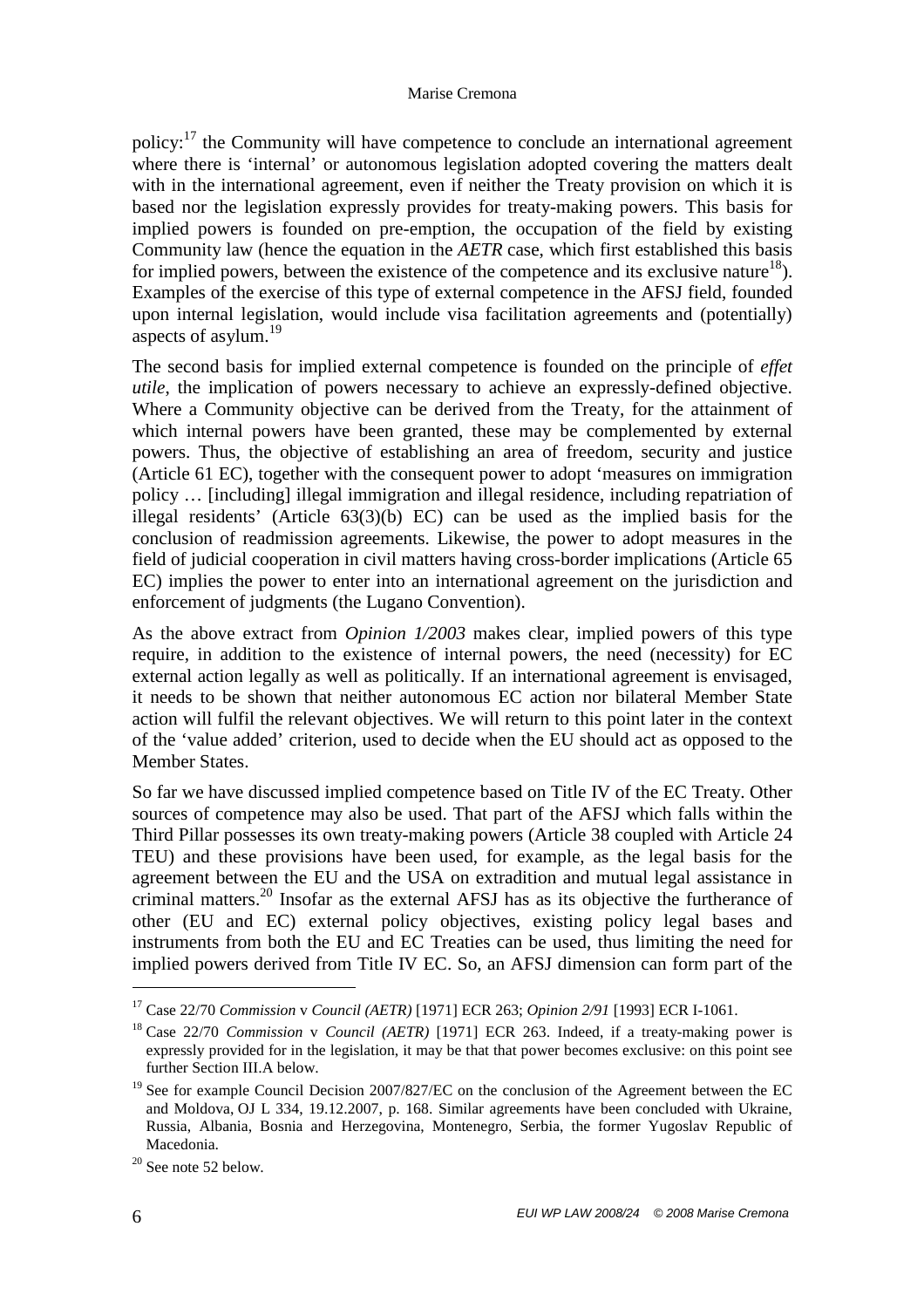policy:[17] the Community will have competence to conclude an international agreement where there is 'internal' or autonomous legislation adopted covering the matters dealt with in the international agreement, even if neither the Treaty provision on which it is based nor the legislation expressly provides for treaty-making powers. This basis for implied powers is founded on pre-emption, the occupation of the field by existing Community law (hence the equation in the *AETR* case, which first established this basis for implied powers, between the existence of the competence and its exclusive nature[18]). Examples of the exercise of this type of external competence in the AFSJ field, founded upon internal legislation, would include visa facilitation agreements and (potentially) aspects of asylum.[19]

The second basis for implied external competence is founded on the principle of *effet utile*, the implication of powers necessary to achieve an expressly-defined objective. Where a Community objective can be derived from the Treaty, for the attainment of which internal powers have been granted, these may be complemented by external powers. Thus, the objective of establishing an area of freedom, security and justice (Article 61 EC), together with the consequent power to adopt 'measures on immigration policy … [including] illegal immigration and illegal residence, including repatriation of illegal residents' (Article 63(3)(b) EC) can be used as the implied basis for the conclusion of readmission agreements. Likewise, the power to adopt measures in the field of judicial cooperation in civil matters having cross-border implications (Article 65 EC) implies the power to enter into an international agreement on the jurisdiction and enforcement of judgments (the Lugano Convention).

As the above extract from *Opinion 1/2003* makes clear, implied powers of this type require, in addition to the existence of internal powers, the need (necessity) for EC external action legally as well as politically. If an international agreement is envisaged, it needs to be shown that neither autonomous EC action nor bilateral Member State action will fulfil the relevant objectives. We will return to this point later in the context of the 'value added' criterion, used to decide when the EU should act as opposed to the Member States.

So far we have discussed implied competence based on Title IV of the EC Treaty. Other sources of competence may also be used. That part of the AFSJ which falls within the Third Pillar possesses its own treaty-making powers (Article 38 coupled with Article 24 TEU) and these provisions have been used, for example, as the legal basis for the agreement between the EU and the USA on extradition and mutual legal assistance in criminal matters.[20] Insofar as the external AFSJ has as its objective the furtherance of other (EU and EC) external policy objectives, existing policy legal bases and instruments from both the EU and EC Treaties can be used, thus limiting the need for implied powers derived from Title IV EC. So, an AFSJ dimension can form part of the

---

[17] Case 22/70 *Commission* v *Council (AETR)* [1971] ECR 263; *Opinion 2/91* [1993] ECR I-1061.

[18] Case 22/70 *Commission* v *Council (AETR)* [1971] ECR 263. Indeed, if a treaty-making power is expressly provided for in the legislation, it may be that that power becomes exclusive: on this point see further Section III.A below.

[19] See for example Council Decision 2007/827/EC on the conclusion of the Agreement between the EC and Moldova, OJ L 334, 19.12.2007, p. 168. Similar agreements have been concluded with Ukraine, Russia, Albania, Bosnia and Herzegovina, Montenegro, Serbia, the former Yugoslav Republic of Macedonia.

[20] See note 52 below.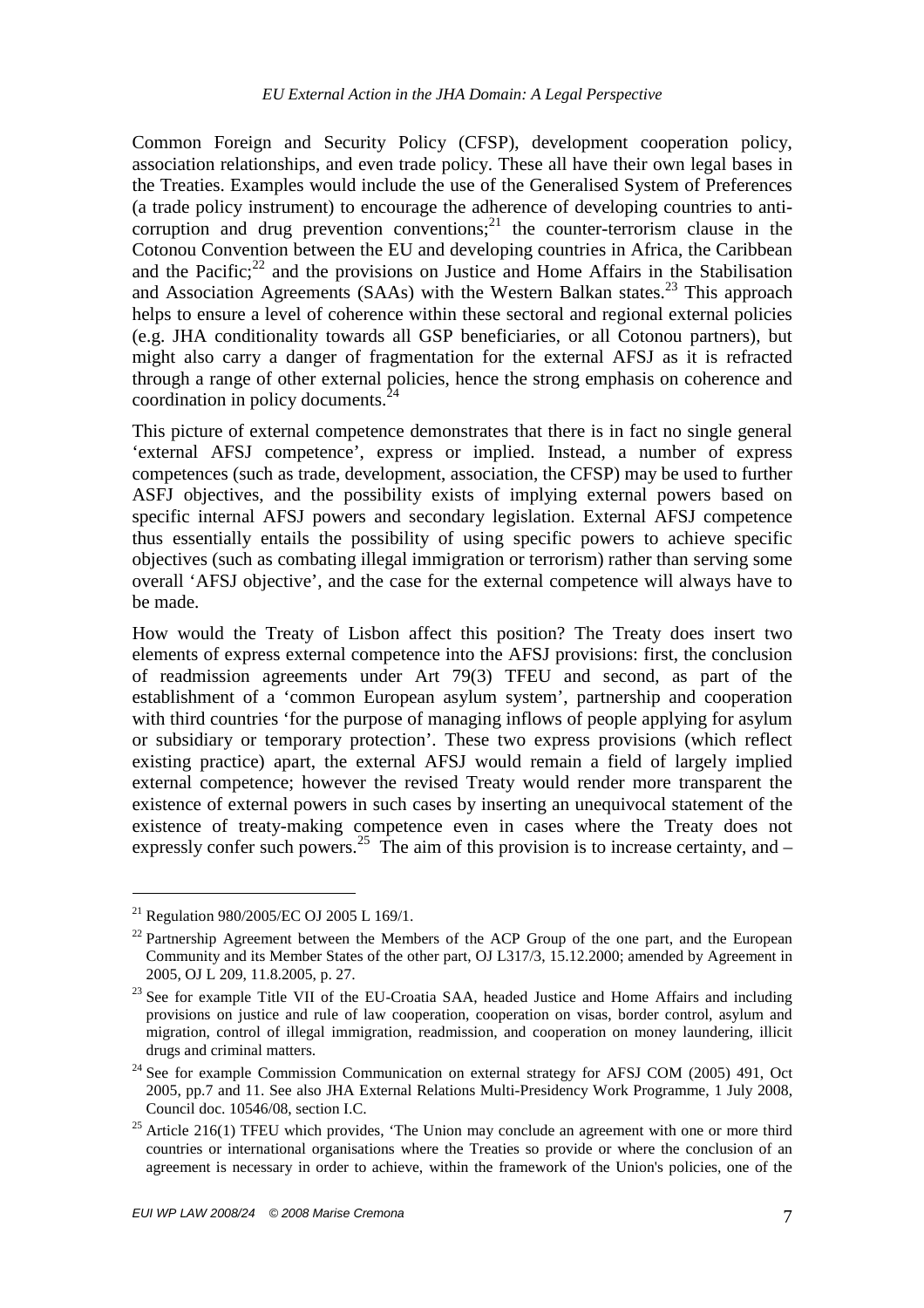Common Foreign and Security Policy (CFSP), development cooperation policy, association relationships, and even trade policy. These all have their own legal bases in the Treaties. Examples would include the use of the Generalised System of Preferences (a trade policy instrument) to encourage the adherence of developing countries to anti-corruption and drug prevention conventions;[21] the counter-terrorism clause in the Cotonou Convention between the EU and developing countries in Africa, the Caribbean and the Pacific;[22] and the provisions on Justice and Home Affairs in the Stabilisation and Association Agreements (SAAs) with the Western Balkan states.[23] This approach helps to ensure a level of coherence within these sectoral and regional external policies (e.g. JHA conditionality towards all GSP beneficiaries, or all Cotonou partners), but might also carry a danger of fragmentation for the external AFSJ as it is refracted through a range of other external policies, hence the strong emphasis on coherence and coordination in policy documents.[24]

This picture of external competence demonstrates that there is in fact no single general 'external AFSJ competence', express or implied. Instead, a number of express competences (such as trade, development, association, the CFSP) may be used to further ASFJ objectives, and the possibility exists of implying external powers based on specific internal AFSJ powers and secondary legislation. External AFSJ competence thus essentially entails the possibility of using specific powers to achieve specific objectives (such as combating illegal immigration or terrorism) rather than serving some overall 'AFSJ objective', and the case for the external competence will always have to be made.

How would the Treaty of Lisbon affect this position? The Treaty does insert two elements of express external competence into the AFSJ provisions: first, the conclusion of readmission agreements under Art 79(3) TFEU and second, as part of the establishment of a 'common European asylum system', partnership and cooperation with third countries 'for the purpose of managing inflows of people applying for asylum or subsidiary or temporary protection'. These two express provisions (which reflect existing practice) apart, the external AFSJ would remain a field of largely implied external competence; however the revised Treaty would render more transparent the existence of external powers in such cases by inserting an unequivocal statement of the existence of treaty-making competence even in cases where the Treaty does not expressly confer such powers.[25] The aim of this provision is to increase certainty, and –

---

[21] Regulation 980/2005/EC OJ 2005 L 169/1.

[22] Partnership Agreement between the Members of the ACP Group of the one part, and the European Community and its Member States of the other part, OJ L317/3, 15.12.2000; amended by Agreement in 2005, OJ L 209, 11.8.2005, p. 27.

[23] See for example Title VII of the EU-Croatia SAA, headed Justice and Home Affairs and including provisions on justice and rule of law cooperation, cooperation on visas, border control, asylum and migration, control of illegal immigration, readmission, and cooperation on money laundering, illicit drugs and criminal matters.

[24] See for example Commission Communication on external strategy for AFSJ COM (2005) 491, Oct 2005, pp.7 and 11. See also JHA External Relations Multi-Presidency Work Programme, 1 July 2008, Council doc. 10546/08, section I.C.

[25] Article 216(1) TFEU which provides, 'The Union may conclude an agreement with one or more third countries or international organisations where the Treaties so provide or where the conclusion of an agreement is necessary in order to achieve, within the framework of the Union's policies, one of the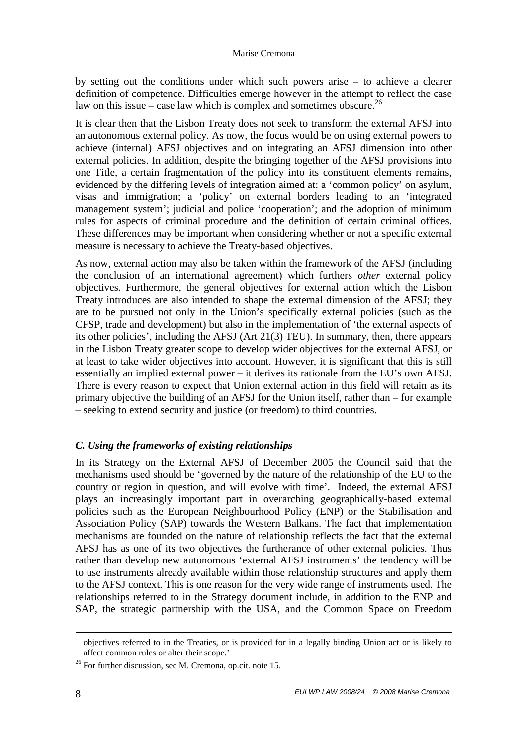by setting out the conditions under which such powers arise – to achieve a clearer definition of competence. Difficulties emerge however in the attempt to reflect the case law on this issue – case law which is complex and sometimes obscure.[26]

It is clear then that the Lisbon Treaty does not seek to transform the external AFSJ into an autonomous external policy. As now, the focus would be on using external powers to achieve (internal) AFSJ objectives and on integrating an AFSJ dimension into other external policies. In addition, despite the bringing together of the AFSJ provisions into one Title, a certain fragmentation of the policy into its constituent elements remains, evidenced by the differing levels of integration aimed at: a 'common policy' on asylum, visas and immigration; a 'policy' on external borders leading to an 'integrated management system'; judicial and police 'cooperation'; and the adoption of minimum rules for aspects of criminal procedure and the definition of certain criminal offences. These differences may be important when considering whether or not a specific external measure is necessary to achieve the Treaty-based objectives.

As now, external action may also be taken within the framework of the AFSJ (including the conclusion of an international agreement) which furthers *other* external policy objectives. Furthermore, the general objectives for external action which the Lisbon Treaty introduces are also intended to shape the external dimension of the AFSJ; they are to be pursued not only in the Union's specifically external policies (such as the CFSP, trade and development) but also in the implementation of 'the external aspects of its other policies', including the AFSJ (Art 21(3) TEU). In summary, then, there appears in the Lisbon Treaty greater scope to develop wider objectives for the external AFSJ, or at least to take wider objectives into account. However, it is significant that this is still essentially an implied external power – it derives its rationale from the EU's own AFSJ. There is every reason to expect that Union external action in this field will retain as its primary objective the building of an AFSJ for the Union itself, rather than – for example – seeking to extend security and justice (or freedom) to third countries.

### *C. Using the frameworks of existing relationships*

In its Strategy on the External AFSJ of December 2005 the Council said that the mechanisms used should be 'governed by the nature of the relationship of the EU to the country or region in question, and will evolve with time'. Indeed, the external AFSJ plays an increasingly important part in overarching geographically-based external policies such as the European Neighbourhood Policy (ENP) or the Stabilisation and Association Policy (SAP) towards the Western Balkans. The fact that implementation mechanisms are founded on the nature of relationship reflects the fact that the external AFSJ has as one of its two objectives the furtherance of other external policies. Thus rather than develop new autonomous 'external AFSJ instruments' the tendency will be to use instruments already available within those relationship structures and apply them to the AFSJ context. This is one reason for the very wide range of instruments used. The relationships referred to in the Strategy document include, in addition to the ENP and SAP, the strategic partnership with the USA, and the Common Space on Freedom

---

objectives referred to in the Treaties, or is provided for in a legally binding Union act or is likely to affect common rules or alter their scope.'

[26] For further discussion, see M. Cremona, op.cit. note 15.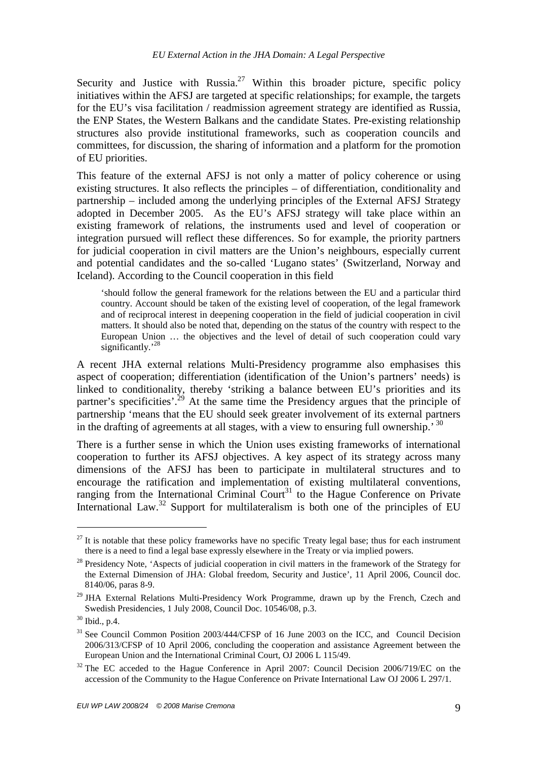Security and Justice with Russia.[27] Within this broader picture, specific policy initiatives within the AFSJ are targeted at specific relationships; for example, the targets for the EU's visa facilitation / readmission agreement strategy are identified as Russia, the ENP States, the Western Balkans and the candidate States. Pre-existing relationship structures also provide institutional frameworks, such as cooperation councils and committees, for discussion, the sharing of information and a platform for the promotion of EU priorities.

This feature of the external AFSJ is not only a matter of policy coherence or using existing structures. It also reflects the principles – of differentiation, conditionality and partnership – included among the underlying principles of the External AFSJ Strategy adopted in December 2005. As the EU's AFSJ strategy will take place within an existing framework of relations, the instruments used and level of cooperation or integration pursued will reflect these differences. So for example, the priority partners for judicial cooperation in civil matters are the Union's neighbours, especially current and potential candidates and the so-called 'Lugano states' (Switzerland, Norway and Iceland). According to the Council cooperation in this field

> 'should follow the general framework for the relations between the EU and a particular third country. Account should be taken of the existing level of cooperation, of the legal framework and of reciprocal interest in deepening cooperation in the field of judicial cooperation in civil matters. It should also be noted that, depending on the status of the country with respect to the European Union … the objectives and the level of detail of such cooperation could vary significantly.'[28]

A recent JHA external relations Multi-Presidency programme also emphasises this aspect of cooperation; differentiation (identification of the Union's partners' needs) is linked to conditionality, thereby 'striking a balance between EU's priorities and its partner's specificities'.[29] At the same time the Presidency argues that the principle of partnership 'means that the EU should seek greater involvement of its external partners in the drafting of agreements at all stages, with a view to ensuring full ownership.'[30]

There is a further sense in which the Union uses existing frameworks of international cooperation to further its AFSJ objectives. A key aspect of its strategy across many dimensions of the AFSJ has been to participate in multilateral structures and to encourage the ratification and implementation of existing multilateral conventions, ranging from the International Criminal Court[31] to the Hague Conference on Private International Law.[32] Support for multilateralism is both one of the principles of EU

---

[27] It is notable that these policy frameworks have no specific Treaty legal base; thus for each instrument there is a need to find a legal base expressly elsewhere in the Treaty or via implied powers.

[28] Presidency Note, 'Aspects of judicial cooperation in civil matters in the framework of the Strategy for the External Dimension of JHA: Global freedom, Security and Justice', 11 April 2006, Council doc. 8140/06, paras 8-9.

[29] JHA External Relations Multi-Presidency Work Programme, drawn up by the French, Czech and Swedish Presidencies, 1 July 2008, Council Doc. 10546/08, p.3.

[30] Ibid., p.4.

[31] See Council Common Position 2003/444/CFSP of 16 June 2003 on the ICC, and Council Decision 2006/313/CFSP of 10 April 2006, concluding the cooperation and assistance Agreement between the European Union and the International Criminal Court, OJ 2006 L 115/49.

[32] The EC acceded to the Hague Conference in April 2007: Council Decision 2006/719/EC on the accession of the Community to the Hague Conference on Private International Law OJ 2006 L 297/1.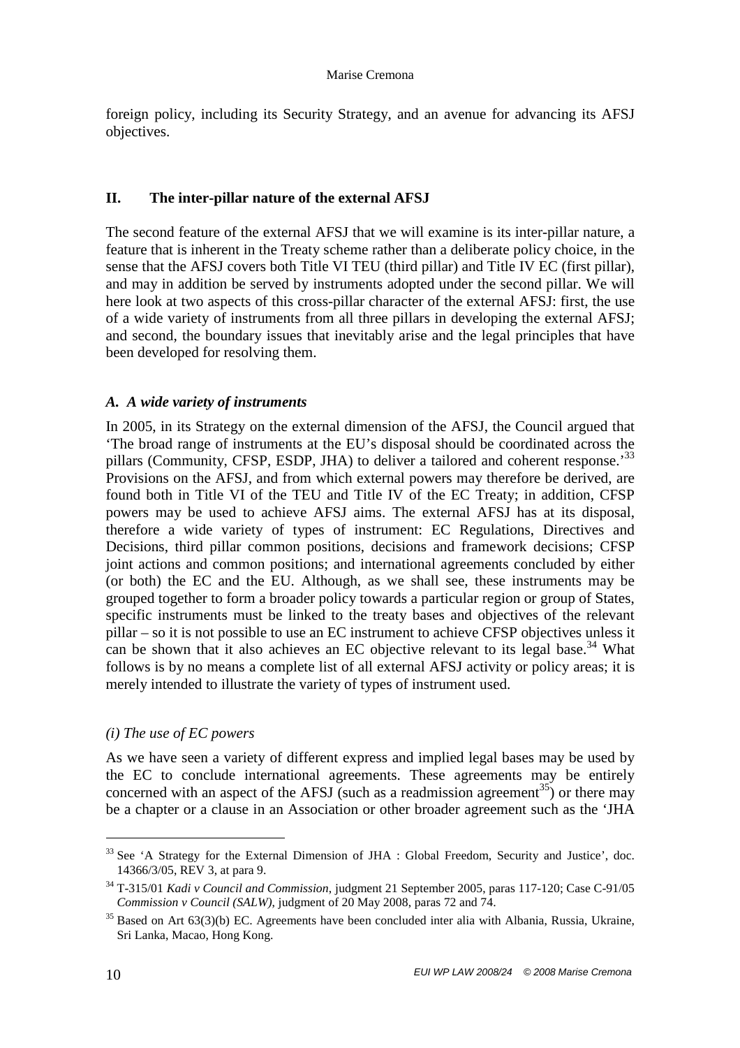foreign policy, including its Security Strategy, and an avenue for advancing its AFSJ objectives.

## II. The inter-pillar nature of the external AFSJ

The second feature of the external AFSJ that we will examine is its inter-pillar nature, a feature that is inherent in the Treaty scheme rather than a deliberate policy choice, in the sense that the AFSJ covers both Title VI TEU (third pillar) and Title IV EC (first pillar), and may in addition be served by instruments adopted under the second pillar. We will here look at two aspects of this cross-pillar character of the external AFSJ: first, the use of a wide variety of instruments from all three pillars in developing the external AFSJ; and second, the boundary issues that inevitably arise and the legal principles that have been developed for resolving them.

### *A. A wide variety of instruments*

In 2005, in its Strategy on the external dimension of the AFSJ, the Council argued that 'The broad range of instruments at the EU's disposal should be coordinated across the pillars (Community, CFSP, ESDP, JHA) to deliver a tailored and coherent response.'[33] Provisions on the AFSJ, and from which external powers may therefore be derived, are found both in Title VI of the TEU and Title IV of the EC Treaty; in addition, CFSP powers may be used to achieve AFSJ aims. The external AFSJ has at its disposal, therefore a wide variety of types of instrument: EC Regulations, Directives and Decisions, third pillar common positions, decisions and framework decisions; CFSP joint actions and common positions; and international agreements concluded by either (or both) the EC and the EU. Although, as we shall see, these instruments may be grouped together to form a broader policy towards a particular region or group of States, specific instruments must be linked to the treaty bases and objectives of the relevant pillar – so it is not possible to use an EC instrument to achieve CFSP objectives unless it can be shown that it also achieves an EC objective relevant to its legal base.[34] What follows is by no means a complete list of all external AFSJ activity or policy areas; it is merely intended to illustrate the variety of types of instrument used.

#### *(i) The use of EC powers*

As we have seen a variety of different express and implied legal bases may be used by the EC to conclude international agreements. These agreements may be entirely concerned with an aspect of the AFSJ (such as a readmission agreement[35]) or there may be a chapter or a clause in an Association or other broader agreement such as the 'JHA

---

[33] See 'A Strategy for the External Dimension of JHA : Global Freedom, Security and Justice', doc. 14366/3/05, REV 3, at para 9.

[34] T-315/01 *Kadi v Council and Commission*, judgment 21 September 2005, paras 117-120; Case C-91/05 *Commission v Council (SALW)*, judgment of 20 May 2008, paras 72 and 74.

[35] Based on Art 63(3)(b) EC. Agreements have been concluded inter alia with Albania, Russia, Ukraine, Sri Lanka, Macao, Hong Kong.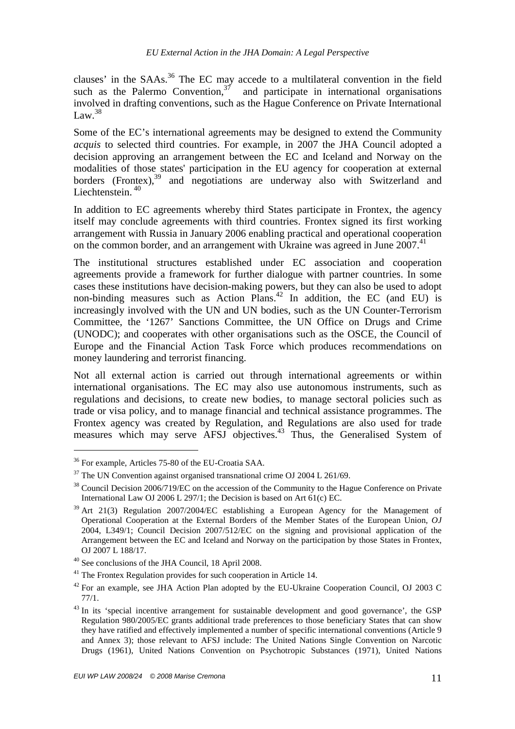clauses' in the SAAs.[36] The EC may accede to a multilateral convention in the field such as the Palermo Convention,[37] and participate in international organisations involved in drafting conventions, such as the Hague Conference on Private International Law.[38]

Some of the EC's international agreements may be designed to extend the Community *acquis* to selected third countries. For example, in 2007 the JHA Council adopted a decision approving an arrangement between the EC and Iceland and Norway on the modalities of those states' participation in the EU agency for cooperation at external borders (Frontex),[39] and negotiations are underway also with Switzerland and Liechtenstein.[40]

In addition to EC agreements whereby third States participate in Frontex, the agency itself may conclude agreements with third countries. Frontex signed its first working arrangement with Russia in January 2006 enabling practical and operational cooperation on the common border, and an arrangement with Ukraine was agreed in June 2007.[41]

The institutional structures established under EC association and cooperation agreements provide a framework for further dialogue with partner countries. In some cases these institutions have decision-making powers, but they can also be used to adopt non-binding measures such as Action Plans.[42] In addition, the EC (and EU) is increasingly involved with the UN and UN bodies, such as the UN Counter-Terrorism Committee, the '1267' Sanctions Committee, the UN Office on Drugs and Crime (UNODC); and cooperates with other organisations such as the OSCE, the Council of Europe and the Financial Action Task Force which produces recommendations on money laundering and terrorist financing.

Not all external action is carried out through international agreements or within international organisations. The EC may also use autonomous instruments, such as regulations and decisions, to create new bodies, to manage sectoral policies such as trade or visa policy, and to manage financial and technical assistance programmes. The Frontex agency was created by Regulation, and Regulations are also used for trade measures which may serve AFSJ objectives.[43] Thus, the Generalised System of

---

[36] For example, Articles 75-80 of the EU-Croatia SAA.

[37] The UN Convention against organised transnational crime OJ 2004 L 261/69.

[38] Council Decision 2006/719/EC on the accession of the Community to the Hague Conference on Private International Law OJ 2006 L 297/1; the Decision is based on Art 61(c) EC.

[39] Art 21(3) Regulation 2007/2004/EC establishing a European Agency for the Management of Operational Cooperation at the External Borders of the Member States of the European Union, *OJ* 2004, L349/1; Council Decision 2007/512/EC on the signing and provisional application of the Arrangement between the EC and Iceland and Norway on the participation by those States in Frontex, OJ 2007 L 188/17.

[40] See conclusions of the JHA Council, 18 April 2008.

[41] The Frontex Regulation provides for such cooperation in Article 14.

[42] For an example, see JHA Action Plan adopted by the EU-Ukraine Cooperation Council, OJ 2003 C 77/1.

[43] In its 'special incentive arrangement for sustainable development and good governance', the GSP Regulation 980/2005/EC grants additional trade preferences to those beneficiary States that can show they have ratified and effectively implemented a number of specific international conventions (Article 9 and Annex 3); those relevant to AFSJ include: The United Nations Single Convention on Narcotic Drugs (1961), United Nations Convention on Psychotropic Substances (1971), United Nations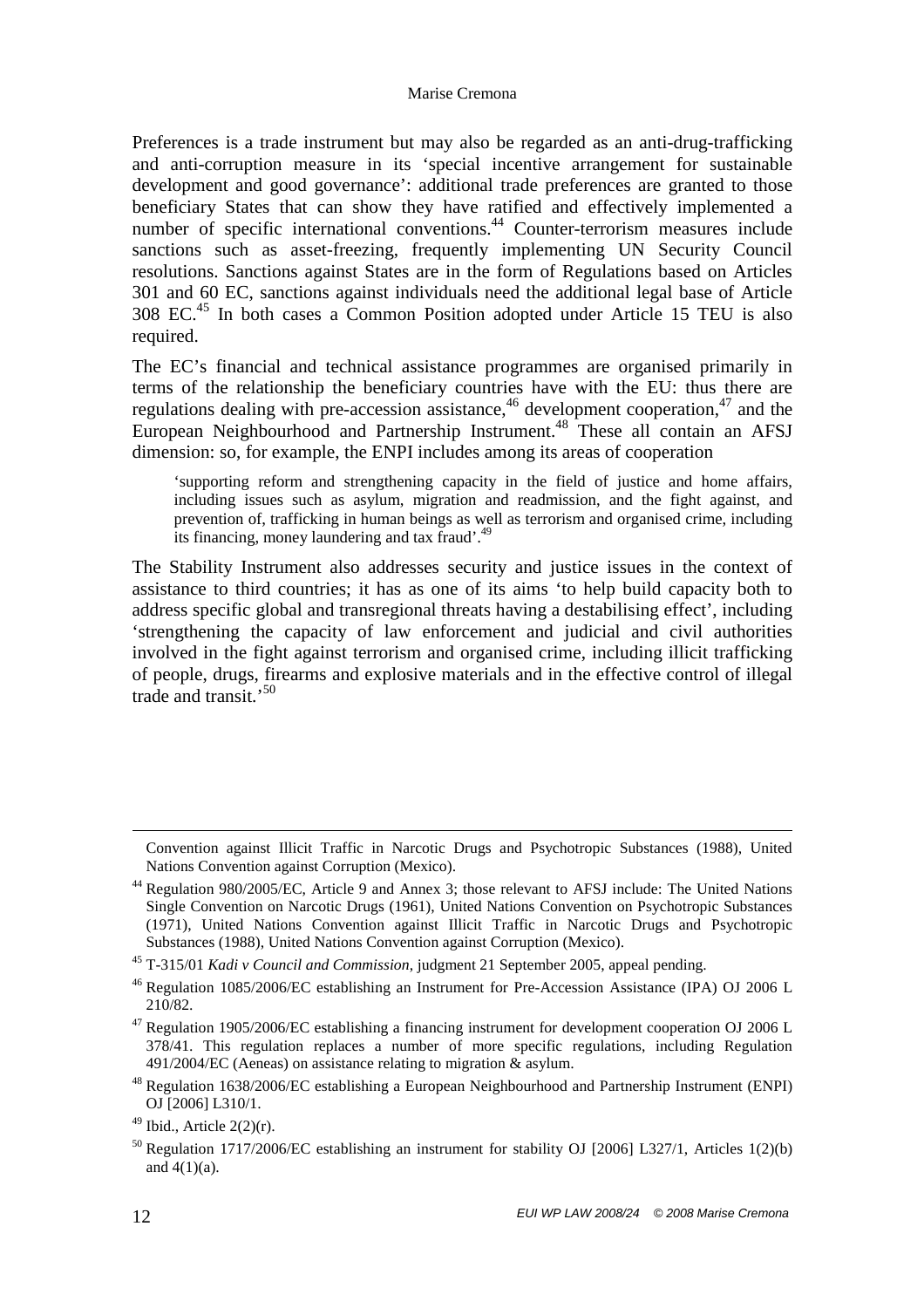Preferences is a trade instrument but may also be regarded as an anti-drug-trafficking and anti-corruption measure in its 'special incentive arrangement for sustainable development and good governance': additional trade preferences are granted to those beneficiary States that can show they have ratified and effectively implemented a number of specific international conventions.[44] Counter-terrorism measures include sanctions such as asset-freezing, frequently implementing UN Security Council resolutions. Sanctions against States are in the form of Regulations based on Articles 301 and 60 EC, sanctions against individuals need the additional legal base of Article 308 EC.[45] In both cases a Common Position adopted under Article 15 TEU is also required.

The EC's financial and technical assistance programmes are organised primarily in terms of the relationship the beneficiary countries have with the EU: thus there are regulations dealing with pre-accession assistance,[46] development cooperation,[47] and the European Neighbourhood and Partnership Instrument.[48] These all contain an AFSJ dimension: so, for example, the ENPI includes among its areas of cooperation

> 'supporting reform and strengthening capacity in the field of justice and home affairs, including issues such as asylum, migration and readmission, and the fight against, and prevention of, trafficking in human beings as well as terrorism and organised crime, including its financing, money laundering and tax fraud'.[49]

The Stability Instrument also addresses security and justice issues in the context of assistance to third countries; it has as one of its aims 'to help build capacity both to address specific global and transregional threats having a destabilising effect', including 'strengthening the capacity of law enforcement and judicial and civil authorities involved in the fight against terrorism and organised crime, including illicit trafficking of people, drugs, firearms and explosive materials and in the effective control of illegal trade and transit.'[50]

---

Convention against Illicit Traffic in Narcotic Drugs and Psychotropic Substances (1988), United Nations Convention against Corruption (Mexico).

[44] Regulation 980/2005/EC, Article 9 and Annex 3; those relevant to AFSJ include: The United Nations Single Convention on Narcotic Drugs (1961), United Nations Convention on Psychotropic Substances (1971), United Nations Convention against Illicit Traffic in Narcotic Drugs and Psychotropic Substances (1988), United Nations Convention against Corruption (Mexico).

[45] T-315/01 *Kadi v Council and Commission*, judgment 21 September 2005, appeal pending.

[46] Regulation 1085/2006/EC establishing an Instrument for Pre-Accession Assistance (IPA) OJ 2006 L 210/82.

[47] Regulation 1905/2006/EC establishing a financing instrument for development cooperation OJ 2006 L 378/41. This regulation replaces a number of more specific regulations, including Regulation 491/2004/EC (Aeneas) on assistance relating to migration & asylum.

[48] Regulation 1638/2006/EC establishing a European Neighbourhood and Partnership Instrument (ENPI) OJ [2006] L310/1.

[49] Ibid., Article 2(2)(r).

[50] Regulation 1717/2006/EC establishing an instrument for stability OJ [2006] L327/1, Articles 1(2)(b) and 4(1)(a).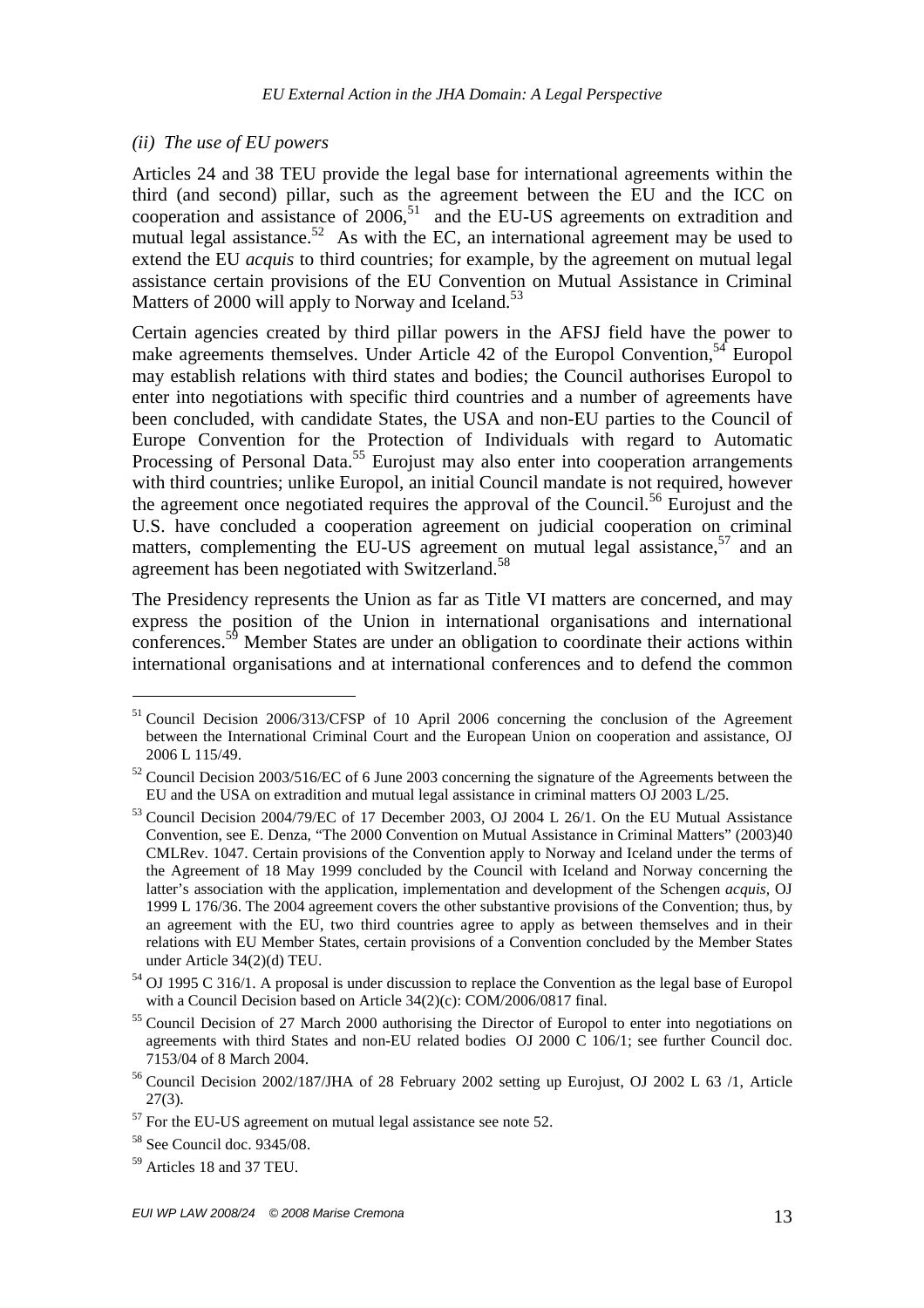*(ii) The use of EU powers*

Articles 24 and 38 TEU provide the legal base for international agreements within the third (and second) pillar, such as the agreement between the EU and the ICC on cooperation and assistance of 2006,[51] and the EU-US agreements on extradition and mutual legal assistance.[52] As with the EC, an international agreement may be used to extend the EU *acquis* to third countries; for example, by the agreement on mutual legal assistance certain provisions of the EU Convention on Mutual Assistance in Criminal Matters of 2000 will apply to Norway and Iceland.[53]

Certain agencies created by third pillar powers in the AFSJ field have the power to make agreements themselves. Under Article 42 of the Europol Convention,[54] Europol may establish relations with third states and bodies; the Council authorises Europol to enter into negotiations with specific third countries and a number of agreements have been concluded, with candidate States, the USA and non-EU parties to the Council of Europe Convention for the Protection of Individuals with regard to Automatic Processing of Personal Data.[55] Eurojust may also enter into cooperation arrangements with third countries; unlike Europol, an initial Council mandate is not required, however the agreement once negotiated requires the approval of the Council.[56] Eurojust and the U.S. have concluded a cooperation agreement on judicial cooperation on criminal matters, complementing the EU-US agreement on mutual legal assistance,[57] and an agreement has been negotiated with Switzerland.[58]

The Presidency represents the Union as far as Title VI matters are concerned, and may express the position of the Union in international organisations and international conferences.[59] Member States are under an obligation to coordinate their actions within international organisations and at international conferences and to defend the common

---

[51] Council Decision 2006/313/CFSP of 10 April 2006 concerning the conclusion of the Agreement between the International Criminal Court and the European Union on cooperation and assistance, OJ 2006 L 115/49.

[52] Council Decision 2003/516/EC of 6 June 2003 concerning the signature of the Agreements between the EU and the USA on extradition and mutual legal assistance in criminal matters OJ 2003 L/25.

[53] Council Decision 2004/79/EC of 17 December 2003, OJ 2004 L 26/1. On the EU Mutual Assistance Convention, see E. Denza, "The 2000 Convention on Mutual Assistance in Criminal Matters" (2003)40 CMLRev. 1047. Certain provisions of the Convention apply to Norway and Iceland under the terms of the Agreement of 18 May 1999 concluded by the Council with Iceland and Norway concerning the latter's association with the application, implementation and development of the Schengen *acquis*, OJ 1999 L 176/36. The 2004 agreement covers the other substantive provisions of the Convention; thus, by an agreement with the EU, two third countries agree to apply as between themselves and in their relations with EU Member States, certain provisions of a Convention concluded by the Member States under Article 34(2)(d) TEU.

[54] OJ 1995 C 316/1. A proposal is under discussion to replace the Convention as the legal base of Europol with a Council Decision based on Article 34(2)(c): COM/2006/0817 final.

[55] Council Decision of 27 March 2000 authorising the Director of Europol to enter into negotiations on agreements with third States and non-EU related bodies OJ 2000 C 106/1; see further Council doc. 7153/04 of 8 March 2004.

[56] Council Decision 2002/187/JHA of 28 February 2002 setting up Eurojust, OJ 2002 L 63 /1, Article 27(3).

[57] For the EU-US agreement on mutual legal assistance see note 52.

[58] See Council doc. 9345/08.

[59] Articles 18 and 37 TEU.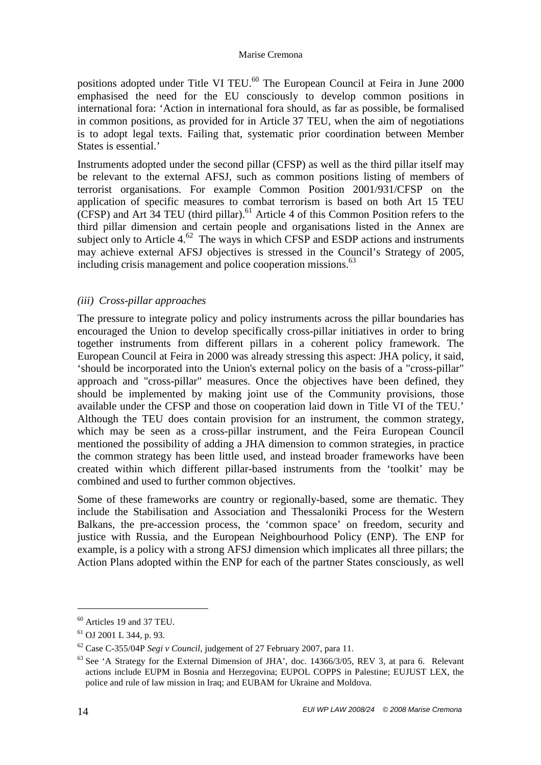positions adopted under Title VI TEU.[60] The European Council at Feira in June 2000 emphasised the need for the EU consciously to develop common positions in international fora: 'Action in international fora should, as far as possible, be formalised in common positions, as provided for in Article 37 TEU, when the aim of negotiations is to adopt legal texts. Failing that, systematic prior coordination between Member States is essential.'

Instruments adopted under the second pillar (CFSP) as well as the third pillar itself may be relevant to the external AFSJ, such as common positions listing of members of terrorist organisations. For example Common Position 2001/931/CFSP on the application of specific measures to combat terrorism is based on both Art 15 TEU (CFSP) and Art 34 TEU (third pillar).[61] Article 4 of this Common Position refers to the third pillar dimension and certain people and organisations listed in the Annex are subject only to Article 4.[62] The ways in which CFSP and ESDP actions and instruments may achieve external AFSJ objectives is stressed in the Council's Strategy of 2005, including crisis management and police cooperation missions.[63]

### *(iii) Cross-pillar approaches*

The pressure to integrate policy and policy instruments across the pillar boundaries has encouraged the Union to develop specifically cross-pillar initiatives in order to bring together instruments from different pillars in a coherent policy framework. The European Council at Feira in 2000 was already stressing this aspect: JHA policy, it said, 'should be incorporated into the Union's external policy on the basis of a "cross-pillar" approach and "cross-pillar" measures. Once the objectives have been defined, they should be implemented by making joint use of the Community provisions, those available under the CFSP and those on cooperation laid down in Title VI of the TEU.' Although the TEU does contain provision for an instrument, the common strategy, which may be seen as a cross-pillar instrument, and the Feira European Council mentioned the possibility of adding a JHA dimension to common strategies, in practice the common strategy has been little used, and instead broader frameworks have been created within which different pillar-based instruments from the 'toolkit' may be combined and used to further common objectives.

Some of these frameworks are country or regionally-based, some are thematic. They include the Stabilisation and Association and Thessaloniki Process for the Western Balkans, the pre-accession process, the 'common space' on freedom, security and justice with Russia, and the European Neighbourhood Policy (ENP). The ENP for example, is a policy with a strong AFSJ dimension which implicates all three pillars; the Action Plans adopted within the ENP for each of the partner States consciously, as well

---

[60] Articles 19 and 37 TEU.

[61] OJ 2001 L 344, p. 93.

[62] Case C-355/04P *Segi v Council*, judgement of 27 February 2007, para 11.

[63] See 'A Strategy for the External Dimension of JHA', doc. 14366/3/05, REV 3, at para 6. Relevant actions include EUPM in Bosnia and Herzegovina; EUPOL COPPS in Palestine; EUJUST LEX, the police and rule of law mission in Iraq; and EUBAM for Ukraine and Moldova.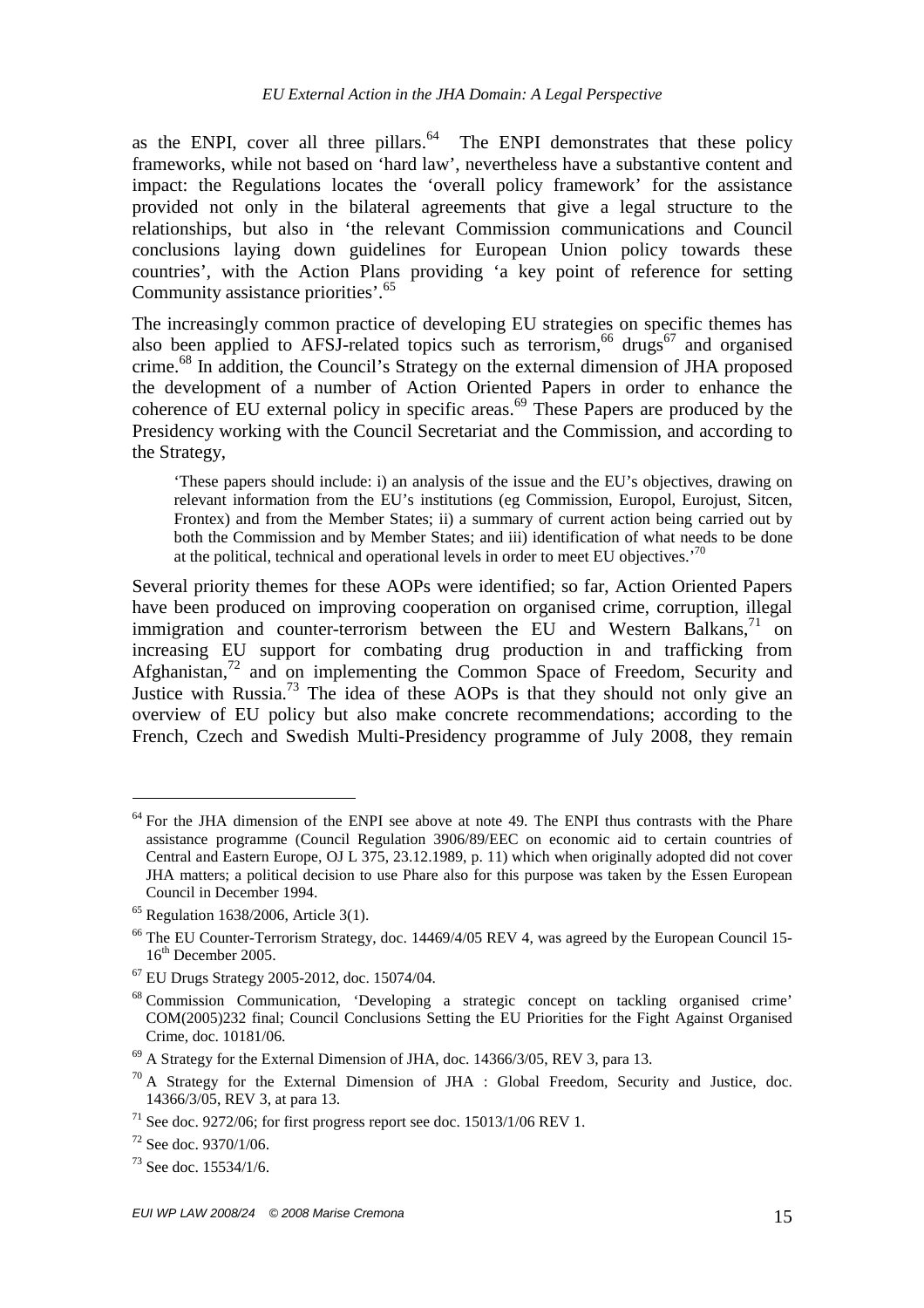as the ENPI, cover all three pillars.[64] The ENPI demonstrates that these policy frameworks, while not based on 'hard law', nevertheless have a substantive content and impact: the Regulations locates the 'overall policy framework' for the assistance provided not only in the bilateral agreements that give a legal structure to the relationships, but also in 'the relevant Commission communications and Council conclusions laying down guidelines for European Union policy towards these countries', with the Action Plans providing 'a key point of reference for setting Community assistance priorities'.[65]

The increasingly common practice of developing EU strategies on specific themes has also been applied to AFSJ-related topics such as terrorism,[66] drugs[67] and organised crime.[68] In addition, the Council's Strategy on the external dimension of JHA proposed the development of a number of Action Oriented Papers in order to enhance the coherence of EU external policy in specific areas.[69] These Papers are produced by the Presidency working with the Council Secretariat and the Commission, and according to the Strategy,

> 'These papers should include: i) an analysis of the issue and the EU's objectives, drawing on relevant information from the EU's institutions (eg Commission, Europol, Eurojust, Sitcen, Frontex) and from the Member States; ii) a summary of current action being carried out by both the Commission and by Member States; and iii) identification of what needs to be done at the political, technical and operational levels in order to meet EU objectives.'[70]

Several priority themes for these AOPs were identified; so far, Action Oriented Papers have been produced on improving cooperation on organised crime, corruption, illegal immigration and counter-terrorism between the EU and Western Balkans,[71] on increasing EU support for combating drug production in and trafficking from Afghanistan,[72] and on implementing the Common Space of Freedom, Security and Justice with Russia.[73] The idea of these AOPs is that they should not only give an overview of EU policy but also make concrete recommendations; according to the French, Czech and Swedish Multi-Presidency programme of July 2008, they remain

---

[64] For the JHA dimension of the ENPI see above at note 49. The ENPI thus contrasts with the Phare assistance programme (Council Regulation 3906/89/EEC on economic aid to certain countries of Central and Eastern Europe, OJ L 375, 23.12.1989, p. 11) which when originally adopted did not cover JHA matters; a political decision to use Phare also for this purpose was taken by the Essen European Council in December 1994.

[65] Regulation 1638/2006, Article 3(1).

[66] The EU Counter-Terrorism Strategy, doc. 14469/4/05 REV 4, was agreed by the European Council 15-16th December 2005.

[67] EU Drugs Strategy 2005-2012, doc. 15074/04.

[68] Commission Communication, 'Developing a strategic concept on tackling organised crime' COM(2005)232 final; Council Conclusions Setting the EU Priorities for the Fight Against Organised Crime, doc. 10181/06.

[69] A Strategy for the External Dimension of JHA, doc. 14366/3/05, REV 3, para 13.

[70] A Strategy for the External Dimension of JHA : Global Freedom, Security and Justice, doc. 14366/3/05, REV 3, at para 13.

[71] See doc. 9272/06; for first progress report see doc. 15013/1/06 REV 1.

[72] See doc. 9370/1/06.

[73] See doc. 15534/1/6.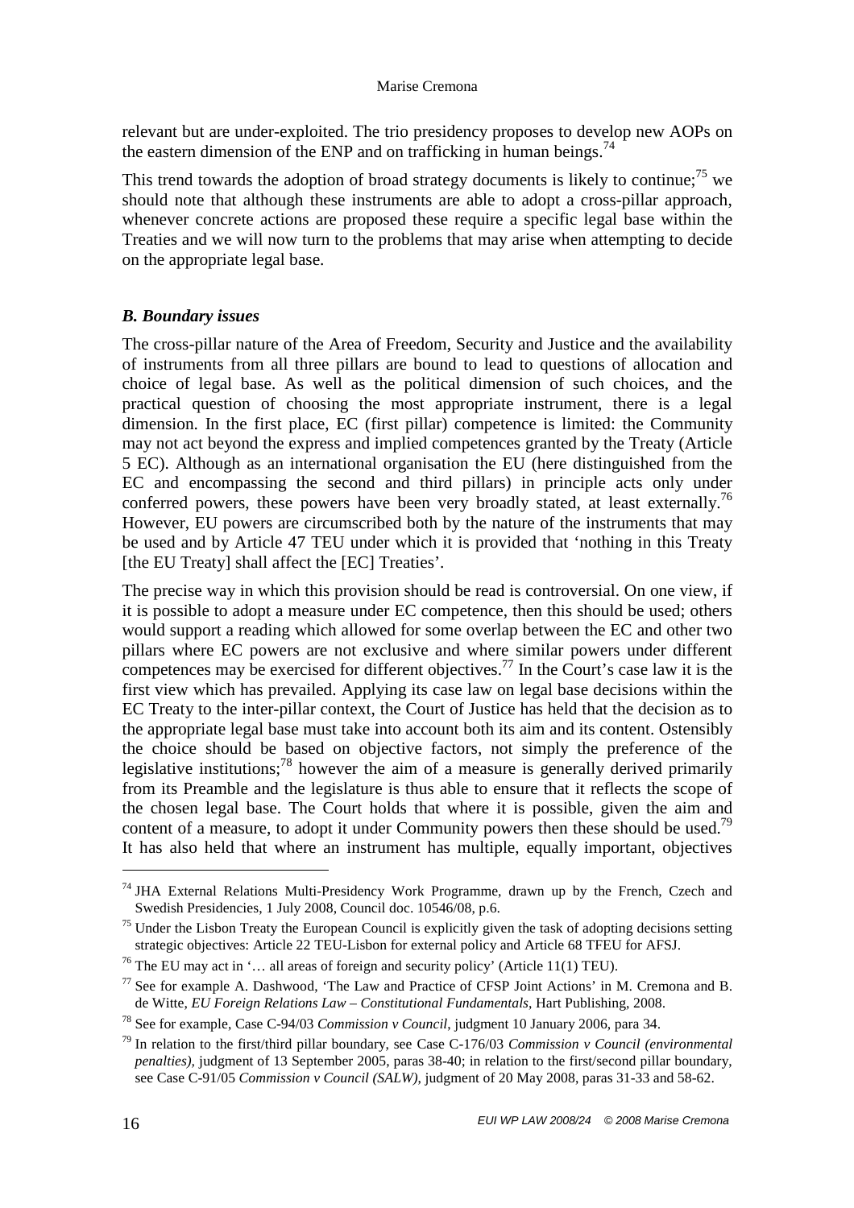relevant but are under-exploited. The trio presidency proposes to develop new AOPs on the eastern dimension of the ENP and on trafficking in human beings.[74]

This trend towards the adoption of broad strategy documents is likely to continue;[75] we should note that although these instruments are able to adopt a cross-pillar approach, whenever concrete actions are proposed these require a specific legal base within the Treaties and we will now turn to the problems that may arise when attempting to decide on the appropriate legal base.

### *B. Boundary issues*

The cross-pillar nature of the Area of Freedom, Security and Justice and the availability of instruments from all three pillars are bound to lead to questions of allocation and choice of legal base. As well as the political dimension of such choices, and the practical question of choosing the most appropriate instrument, there is a legal dimension. In the first place, EC (first pillar) competence is limited: the Community may not act beyond the express and implied competences granted by the Treaty (Article 5 EC). Although as an international organisation the EU (here distinguished from the EC and encompassing the second and third pillars) in principle acts only under conferred powers, these powers have been very broadly stated, at least externally.[76] However, EU powers are circumscribed both by the nature of the instruments that may be used and by Article 47 TEU under which it is provided that 'nothing in this Treaty [the EU Treaty] shall affect the [EC] Treaties'.

The precise way in which this provision should be read is controversial. On one view, if it is possible to adopt a measure under EC competence, then this should be used; others would support a reading which allowed for some overlap between the EC and other two pillars where EC powers are not exclusive and where similar powers under different competences may be exercised for different objectives.[77] In the Court's case law it is the first view which has prevailed. Applying its case law on legal base decisions within the EC Treaty to the inter-pillar context, the Court of Justice has held that the decision as to the appropriate legal base must take into account both its aim and its content. Ostensibly the choice should be based on objective factors, not simply the preference of the legislative institutions;[78] however the aim of a measure is generally derived primarily from its Preamble and the legislature is thus able to ensure that it reflects the scope of the chosen legal base. The Court holds that where it is possible, given the aim and content of a measure, to adopt it under Community powers then these should be used.[79] It has also held that where an instrument has multiple, equally important, objectives

---

[74] JHA External Relations Multi-Presidency Work Programme, drawn up by the French, Czech and Swedish Presidencies, 1 July 2008, Council doc. 10546/08, p.6.

[75] Under the Lisbon Treaty the European Council is explicitly given the task of adopting decisions setting strategic objectives: Article 22 TEU-Lisbon for external policy and Article 68 TFEU for AFSJ.

[76] The EU may act in '… all areas of foreign and security policy' (Article 11(1) TEU).

[77] See for example A. Dashwood, 'The Law and Practice of CFSP Joint Actions' in M. Cremona and B. de Witte, *EU Foreign Relations Law – Constitutional Fundamentals*, Hart Publishing, 2008.

[78] See for example, Case C-94/03 *Commission v Council*, judgment 10 January 2006, para 34.

[79] In relation to the first/third pillar boundary, see Case C-176/03 *Commission v Council (environmental penalties)*, judgment of 13 September 2005, paras 38-40; in relation to the first/second pillar boundary, see Case C-91/05 *Commission v Council (SALW)*, judgment of 20 May 2008, paras 31-33 and 58-62.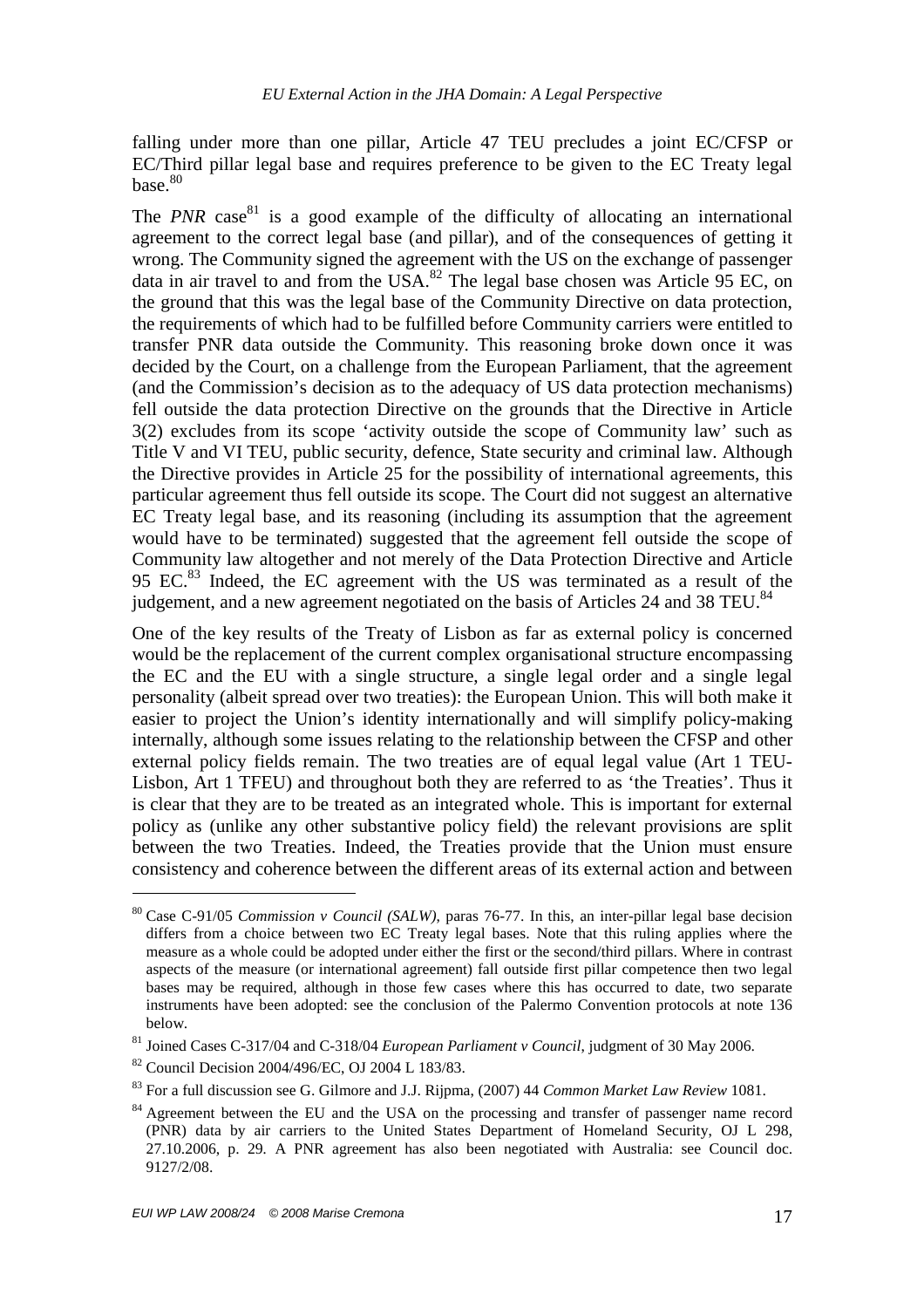falling under more than one pillar, Article 47 TEU precludes a joint EC/CFSP or EC/Third pillar legal base and requires preference to be given to the EC Treaty legal base.[80]

The *PNR* case[81] is a good example of the difficulty of allocating an international agreement to the correct legal base (and pillar), and of the consequences of getting it wrong. The Community signed the agreement with the US on the exchange of passenger data in air travel to and from the USA.[82] The legal base chosen was Article 95 EC, on the ground that this was the legal base of the Community Directive on data protection, the requirements of which had to be fulfilled before Community carriers were entitled to transfer PNR data outside the Community. This reasoning broke down once it was decided by the Court, on a challenge from the European Parliament, that the agreement (and the Commission's decision as to the adequacy of US data protection mechanisms) fell outside the data protection Directive on the grounds that the Directive in Article 3(2) excludes from its scope 'activity outside the scope of Community law' such as Title V and VI TEU, public security, defence, State security and criminal law. Although the Directive provides in Article 25 for the possibility of international agreements, this particular agreement thus fell outside its scope. The Court did not suggest an alternative EC Treaty legal base, and its reasoning (including its assumption that the agreement would have to be terminated) suggested that the agreement fell outside the scope of Community law altogether and not merely of the Data Protection Directive and Article 95 EC.[83] Indeed, the EC agreement with the US was terminated as a result of the judgement, and a new agreement negotiated on the basis of Articles 24 and 38 TEU.[84]

One of the key results of the Treaty of Lisbon as far as external policy is concerned would be the replacement of the current complex organisational structure encompassing the EC and the EU with a single structure, a single legal order and a single legal personality (albeit spread over two treaties): the European Union. This will both make it easier to project the Union's identity internationally and will simplify policy-making internally, although some issues relating to the relationship between the CFSP and other external policy fields remain. The two treaties are of equal legal value (Art 1 TEU-Lisbon, Art 1 TFEU) and throughout both they are referred to as 'the Treaties'. Thus it is clear that they are to be treated as an integrated whole. This is important for external policy as (unlike any other substantive policy field) the relevant provisions are split between the two Treaties. Indeed, the Treaties provide that the Union must ensure consistency and coherence between the different areas of its external action and between

---

[80] Case C-91/05 *Commission v Council (SALW)*, paras 76-77. In this, an inter-pillar legal base decision differs from a choice between two EC Treaty legal bases. Note that this ruling applies where the measure as a whole could be adopted under either the first or the second/third pillars. Where in contrast aspects of the measure (or international agreement) fall outside first pillar competence then two legal bases may be required, although in those few cases where this has occurred to date, two separate instruments have been adopted: see the conclusion of the Palermo Convention protocols at note 136 below.

[81] Joined Cases C-317/04 and C-318/04 *European Parliament v Council*, judgment of 30 May 2006.

[82] Council Decision 2004/496/EC, OJ 2004 L 183/83.

[83] For a full discussion see G. Gilmore and J.J. Rijpma, (2007) 44 *Common Market Law Review* 1081.

[84] Agreement between the EU and the USA on the processing and transfer of passenger name record (PNR) data by air carriers to the United States Department of Homeland Security, OJ L 298, 27.10.2006, p. 29. A PNR agreement has also been negotiated with Australia: see Council doc. 9127/2/08.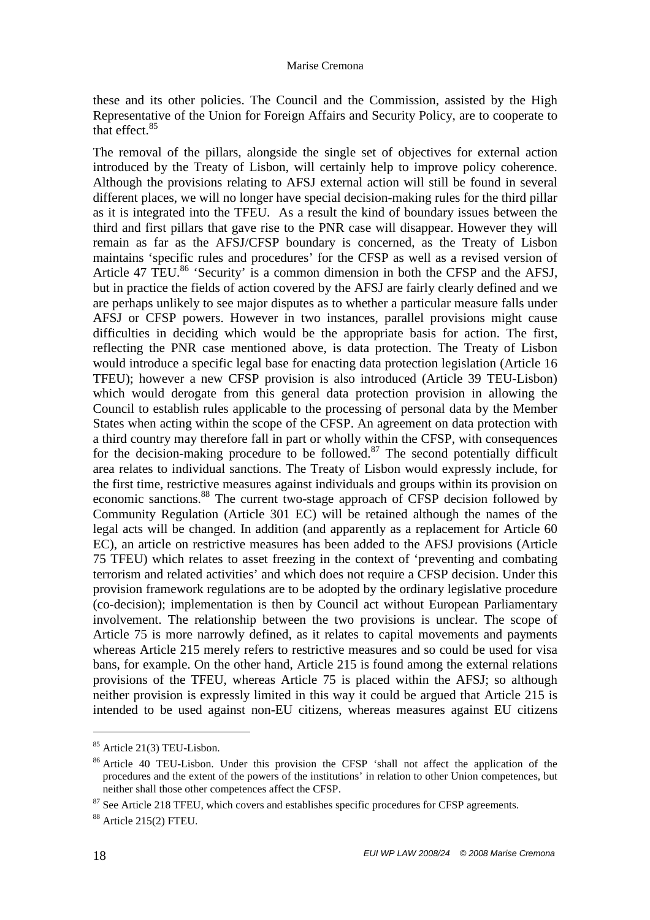these and its other policies. The Council and the Commission, assisted by the High Representative of the Union for Foreign Affairs and Security Policy, are to cooperate to that effect.[85]

The removal of the pillars, alongside the single set of objectives for external action introduced by the Treaty of Lisbon, will certainly help to improve policy coherence. Although the provisions relating to AFSJ external action will still be found in several different places, we will no longer have special decision-making rules for the third pillar as it is integrated into the TFEU. As a result the kind of boundary issues between the third and first pillars that gave rise to the PNR case will disappear. However they will remain as far as the AFSJ/CFSP boundary is concerned, as the Treaty of Lisbon maintains 'specific rules and procedures' for the CFSP as well as a revised version of Article 47 TEU.[86] 'Security' is a common dimension in both the CFSP and the AFSJ, but in practice the fields of action covered by the AFSJ are fairly clearly defined and we are perhaps unlikely to see major disputes as to whether a particular measure falls under AFSJ or CFSP powers. However in two instances, parallel provisions might cause difficulties in deciding which would be the appropriate basis for action. The first, reflecting the PNR case mentioned above, is data protection. The Treaty of Lisbon would introduce a specific legal base for enacting data protection legislation (Article 16 TFEU); however a new CFSP provision is also introduced (Article 39 TEU-Lisbon) which would derogate from this general data protection provision in allowing the Council to establish rules applicable to the processing of personal data by the Member States when acting within the scope of the CFSP. An agreement on data protection with a third country may therefore fall in part or wholly within the CFSP, with consequences for the decision-making procedure to be followed.[87] The second potentially difficult area relates to individual sanctions. The Treaty of Lisbon would expressly include, for the first time, restrictive measures against individuals and groups within its provision on economic sanctions.[88] The current two-stage approach of CFSP decision followed by Community Regulation (Article 301 EC) will be retained although the names of the legal acts will be changed. In addition (and apparently as a replacement for Article 60 EC), an article on restrictive measures has been added to the AFSJ provisions (Article 75 TFEU) which relates to asset freezing in the context of 'preventing and combating terrorism and related activities' and which does not require a CFSP decision. Under this provision framework regulations are to be adopted by the ordinary legislative procedure (co-decision); implementation is then by Council act without European Parliamentary involvement. The relationship between the two provisions is unclear. The scope of Article 75 is more narrowly defined, as it relates to capital movements and payments whereas Article 215 merely refers to restrictive measures and so could be used for visa bans, for example. On the other hand, Article 215 is found among the external relations provisions of the TFEU, whereas Article 75 is placed within the AFSJ; so although neither provision is expressly limited in this way it could be argued that Article 215 is intended to be used against non-EU citizens, whereas measures against EU citizens

---

[85] Article 21(3) TEU-Lisbon.

[86] Article 40 TEU-Lisbon. Under this provision the CFSP 'shall not affect the application of the procedures and the extent of the powers of the institutions' in relation to other Union competences, but neither shall those other competences affect the CFSP.

[87] See Article 218 TFEU, which covers and establishes specific procedures for CFSP agreements.

[88] Article 215(2) FTEU.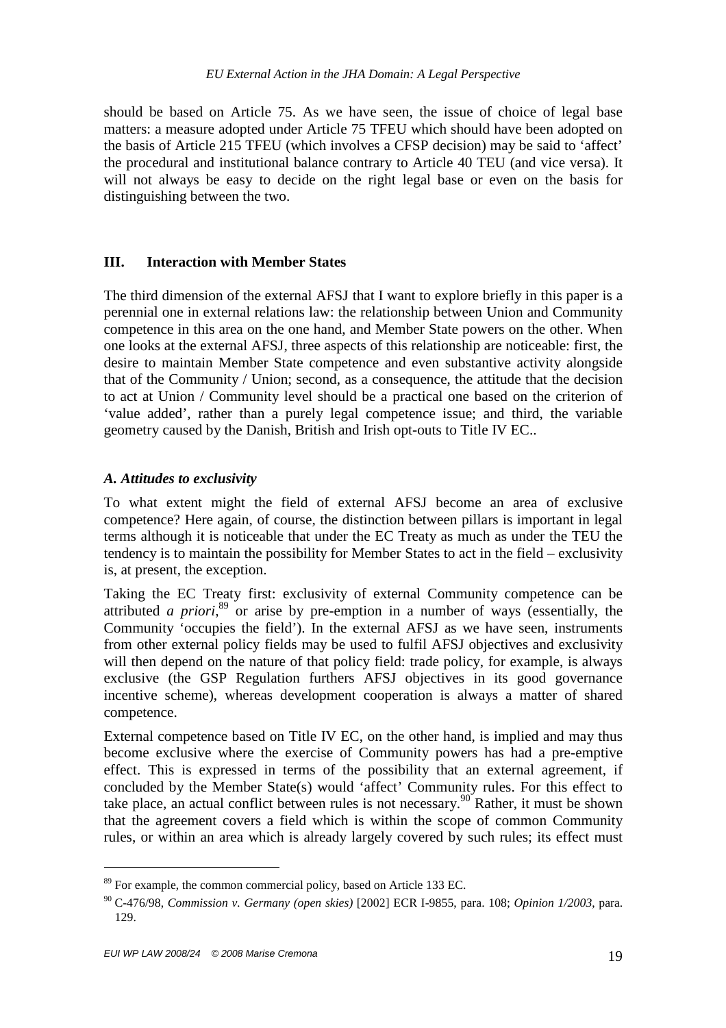should be based on Article 75. As we have seen, the issue of choice of legal base matters: a measure adopted under Article 75 TFEU which should have been adopted on the basis of Article 215 TFEU (which involves a CFSP decision) may be said to 'affect' the procedural and institutional balance contrary to Article 40 TEU (and vice versa). It will not always be easy to decide on the right legal base or even on the basis for distinguishing between the two.

## III. Interaction with Member States

The third dimension of the external AFSJ that I want to explore briefly in this paper is a perennial one in external relations law: the relationship between Union and Community competence in this area on the one hand, and Member State powers on the other. When one looks at the external AFSJ, three aspects of this relationship are noticeable: first, the desire to maintain Member State competence and even substantive activity alongside that of the Community / Union; second, as a consequence, the attitude that the decision to act at Union / Community level should be a practical one based on the criterion of 'value added', rather than a purely legal competence issue; and third, the variable geometry caused by the Danish, British and Irish opt-outs to Title IV EC..

### *A. Attitudes to exclusivity*

To what extent might the field of external AFSJ become an area of exclusive competence? Here again, of course, the distinction between pillars is important in legal terms although it is noticeable that under the EC Treaty as much as under the TEU the tendency is to maintain the possibility for Member States to act in the field – exclusivity is, at present, the exception.

Taking the EC Treaty first: exclusivity of external Community competence can be attributed *a priori*,[89] or arise by pre-emption in a number of ways (essentially, the Community 'occupies the field'). In the external AFSJ as we have seen, instruments from other external policy fields may be used to fulfil AFSJ objectives and exclusivity will then depend on the nature of that policy field: trade policy, for example, is always exclusive (the GSP Regulation furthers AFSJ objectives in its good governance incentive scheme), whereas development cooperation is always a matter of shared competence.

External competence based on Title IV EC, on the other hand, is implied and may thus become exclusive where the exercise of Community powers has had a pre-emptive effect. This is expressed in terms of the possibility that an external agreement, if concluded by the Member State(s) would 'affect' Community rules. For this effect to take place, an actual conflict between rules is not necessary.[90] Rather, it must be shown that the agreement covers a field which is within the scope of common Community rules, or within an area which is already largely covered by such rules; its effect must

---

[89] For example, the common commercial policy, based on Article 133 EC.

[90] C-476/98, *Commission v. Germany (open skies)* [2002] ECR I-9855, para. 108; *Opinion 1/2003*, para. 129.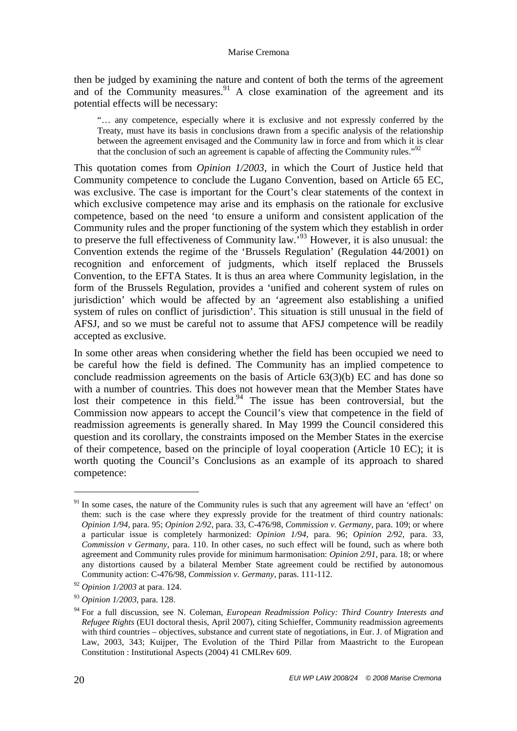then be judged by examining the nature and content of both the terms of the agreement and of the Community measures.[91] A close examination of the agreement and its potential effects will be necessary:

> "… any competence, especially where it is exclusive and not expressly conferred by the Treaty, must have its basis in conclusions drawn from a specific analysis of the relationship between the agreement envisaged and the Community law in force and from which it is clear that the conclusion of such an agreement is capable of affecting the Community rules."[92]

This quotation comes from *Opinion 1/2003*, in which the Court of Justice held that Community competence to conclude the Lugano Convention, based on Article 65 EC, was exclusive. The case is important for the Court's clear statements of the context in which exclusive competence may arise and its emphasis on the rationale for exclusive competence, based on the need 'to ensure a uniform and consistent application of the Community rules and the proper functioning of the system which they establish in order to preserve the full effectiveness of Community law.'[93] However, it is also unusual: the Convention extends the regime of the 'Brussels Regulation' (Regulation 44/2001) on recognition and enforcement of judgments, which itself replaced the Brussels Convention, to the EFTA States. It is thus an area where Community legislation, in the form of the Brussels Regulation, provides a 'unified and coherent system of rules on jurisdiction' which would be affected by an 'agreement also establishing a unified system of rules on conflict of jurisdiction'. This situation is still unusual in the field of AFSJ, and so we must be careful not to assume that AFSJ competence will be readily accepted as exclusive.

In some other areas when considering whether the field has been occupied we need to be careful how the field is defined. The Community has an implied competence to conclude readmission agreements on the basis of Article 63(3)(b) EC and has done so with a number of countries. This does not however mean that the Member States have lost their competence in this field.[94] The issue has been controversial, but the Commission now appears to accept the Council's view that competence in the field of readmission agreements is generally shared. In May 1999 the Council considered this question and its corollary, the constraints imposed on the Member States in the exercise of their competence, based on the principle of loyal cooperation (Article 10 EC); it is worth quoting the Council's Conclusions as an example of its approach to shared competence:

---

[91] In some cases, the nature of the Community rules is such that any agreement will have an 'effect' on them: such is the case where they expressly provide for the treatment of third country nationals: *Opinion 1/94*, para. 95; *Opinion 2/92*, para. 33, C-476/98, *Commission v. Germany*, para. 109; or where a particular issue is completely harmonized: *Opinion 1/94*, para. 96; *Opinion 2/92*, para. 33, *Commission v Germany*, para. 110. In other cases, no such effect will be found, such as where both agreement and Community rules provide for minimum harmonisation: *Opinion 2/91*, para. 18; or where any distortions caused by a bilateral Member State agreement could be rectified by autonomous Community action: C-476/98, *Commission v. Germany*, paras. 111-112.

[92] *Opinion 1/2003* at para. 124.

[93] *Opinion 1/2003*, para. 128.

[94] For a full discussion, see N. Coleman, *European Readmission Policy: Third Country Interests and Refugee Rights* (EUI doctoral thesis, April 2007), citing Schieffer, Community readmission agreements with third countries – objectives, substance and current state of negotiations, in Eur. J. of Migration and Law, 2003, 343; Kuijper, The Evolution of the Third Pillar from Maastricht to the European Constitution : Institutional Aspects (2004) 41 CMLRev 609.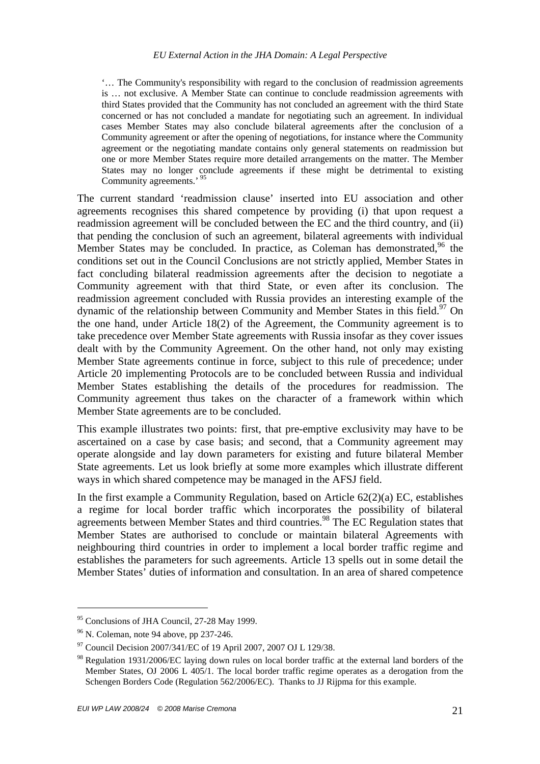'… The Community's responsibility with regard to the conclusion of readmission agreements is … not exclusive. A Member State can continue to conclude readmission agreements with third States provided that the Community has not concluded an agreement with the third State concerned or has not concluded a mandate for negotiating such an agreement. In individual cases Member States may also conclude bilateral agreements after the conclusion of a Community agreement or after the opening of negotiations, for instance where the Community agreement or the negotiating mandate contains only general statements on readmission but one or more Member States require more detailed arrangements on the matter. The Member States may no longer conclude agreements if these might be detrimental to existing Community agreements.' [95]

The current standard 'readmission clause' inserted into EU association and other agreements recognises this shared competence by providing (i) that upon request a readmission agreement will be concluded between the EC and the third country, and (ii) that pending the conclusion of such an agreement, bilateral agreements with individual Member States may be concluded. In practice, as Coleman has demonstrated,[96] the conditions set out in the Council Conclusions are not strictly applied, Member States in fact concluding bilateral readmission agreements after the decision to negotiate a Community agreement with that third State, or even after its conclusion. The readmission agreement concluded with Russia provides an interesting example of the dynamic of the relationship between Community and Member States in this field.[97] On the one hand, under Article 18(2) of the Agreement, the Community agreement is to take precedence over Member State agreements with Russia insofar as they cover issues dealt with by the Community Agreement. On the other hand, not only may existing Member State agreements continue in force, subject to this rule of precedence; under Article 20 implementing Protocols are to be concluded between Russia and individual Member States establishing the details of the procedures for readmission. The Community agreement thus takes on the character of a framework within which Member State agreements are to be concluded.

This example illustrates two points: first, that pre-emptive exclusivity may have to be ascertained on a case by case basis; and second, that a Community agreement may operate alongside and lay down parameters for existing and future bilateral Member State agreements. Let us look briefly at some more examples which illustrate different ways in which shared competence may be managed in the AFSJ field.

In the first example a Community Regulation, based on Article 62(2)(a) EC, establishes a regime for local border traffic which incorporates the possibility of bilateral agreements between Member States and third countries.[98] The EC Regulation states that Member States are authorised to conclude or maintain bilateral Agreements with neighbouring third countries in order to implement a local border traffic regime and establishes the parameters for such agreements. Article 13 spells out in some detail the Member States' duties of information and consultation. In an area of shared competence

---

[95] Conclusions of JHA Council, 27-28 May 1999.

[96] N. Coleman, note 94 above, pp 237-246.

[97] Council Decision 2007/341/EC of 19 April 2007, 2007 OJ L 129/38.

[98] Regulation 1931/2006/EC laying down rules on local border traffic at the external land borders of the Member States, OJ 2006 L 405/1. The local border traffic regime operates as a derogation from the Schengen Borders Code (Regulation 562/2006/EC). Thanks to JJ Rijpma for this example.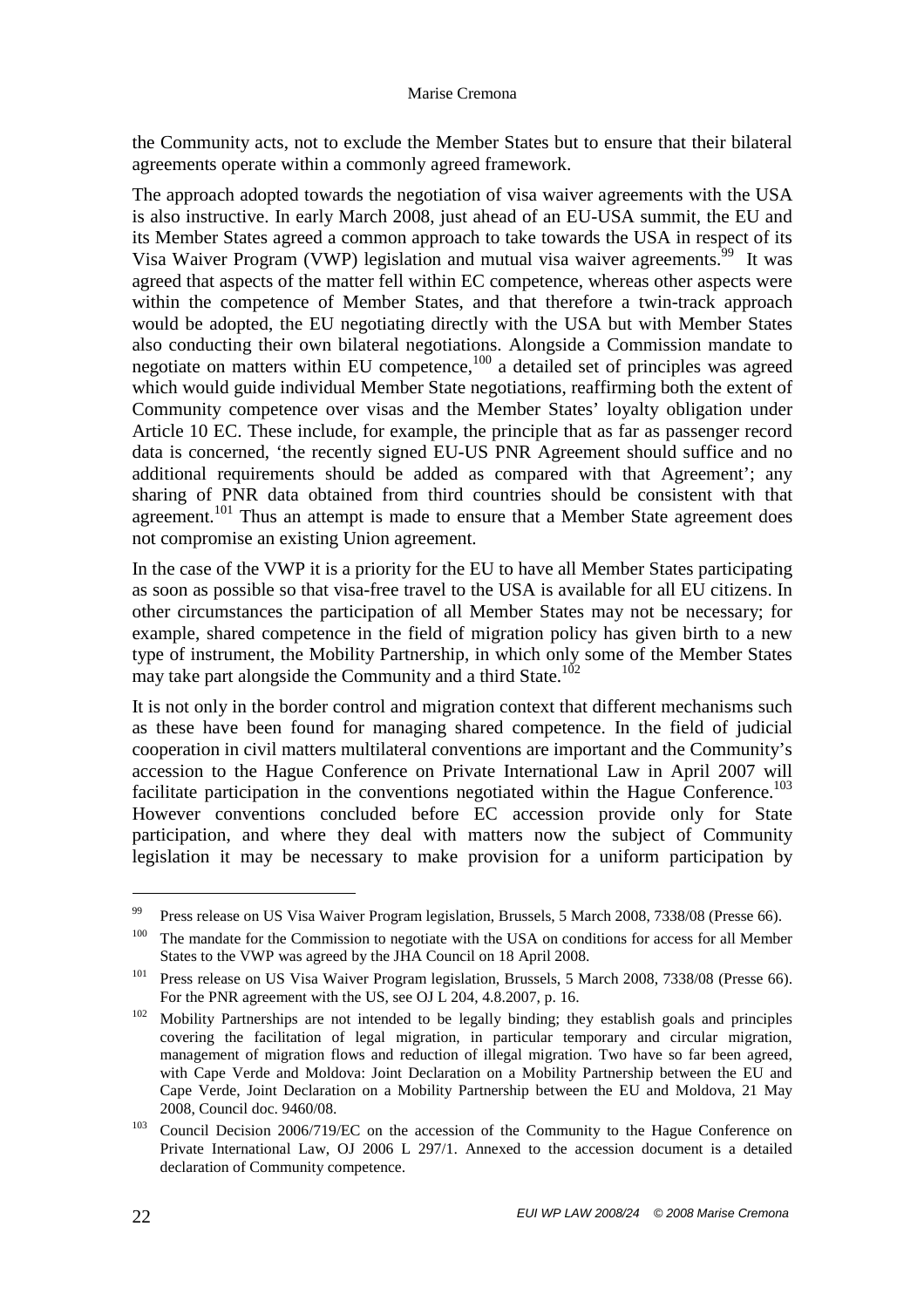the Community acts, not to exclude the Member States but to ensure that their bilateral agreements operate within a commonly agreed framework.

The approach adopted towards the negotiation of visa waiver agreements with the USA is also instructive. In early March 2008, just ahead of an EU-USA summit, the EU and its Member States agreed a common approach to take towards the USA in respect of its Visa Waiver Program (VWP) legislation and mutual visa waiver agreements.[99] It was agreed that aspects of the matter fell within EC competence, whereas other aspects were within the competence of Member States, and that therefore a twin-track approach would be adopted, the EU negotiating directly with the USA but with Member States also conducting their own bilateral negotiations. Alongside a Commission mandate to negotiate on matters within EU competence,[100] a detailed set of principles was agreed which would guide individual Member State negotiations, reaffirming both the extent of Community competence over visas and the Member States' loyalty obligation under Article 10 EC. These include, for example, the principle that as far as passenger record data is concerned, 'the recently signed EU-US PNR Agreement should suffice and no additional requirements should be added as compared with that Agreement'; any sharing of PNR data obtained from third countries should be consistent with that agreement.[101] Thus an attempt is made to ensure that a Member State agreement does not compromise an existing Union agreement.

In the case of the VWP it is a priority for the EU to have all Member States participating as soon as possible so that visa-free travel to the USA is available for all EU citizens. In other circumstances the participation of all Member States may not be necessary; for example, shared competence in the field of migration policy has given birth to a new type of instrument, the Mobility Partnership, in which only some of the Member States may take part alongside the Community and a third State.[102]

It is not only in the border control and migration context that different mechanisms such as these have been found for managing shared competence. In the field of judicial cooperation in civil matters multilateral conventions are important and the Community's accession to the Hague Conference on Private International Law in April 2007 will facilitate participation in the conventions negotiated within the Hague Conference.[103] However conventions concluded before EC accession provide only for State participation, and where they deal with matters now the subject of Community legislation it may be necessary to make provision for a uniform participation by

---

[99] Press release on US Visa Waiver Program legislation, Brussels, 5 March 2008, 7338/08 (Presse 66).

[100] The mandate for the Commission to negotiate with the USA on conditions for access for all Member States to the VWP was agreed by the JHA Council on 18 April 2008.

[101] Press release on US Visa Waiver Program legislation, Brussels, 5 March 2008, 7338/08 (Presse 66). For the PNR agreement with the US, see OJ L 204, 4.8.2007, p. 16.

[102] Mobility Partnerships are not intended to be legally binding; they establish goals and principles covering the facilitation of legal migration, in particular temporary and circular migration, management of migration flows and reduction of illegal migration. Two have so far been agreed, with Cape Verde and Moldova: Joint Declaration on a Mobility Partnership between the EU and Cape Verde, Joint Declaration on a Mobility Partnership between the EU and Moldova, 21 May 2008, Council doc. 9460/08.

[103] Council Decision 2006/719/EC on the accession of the Community to the Hague Conference on Private International Law, OJ 2006 L 297/1. Annexed to the accession document is a detailed declaration of Community competence.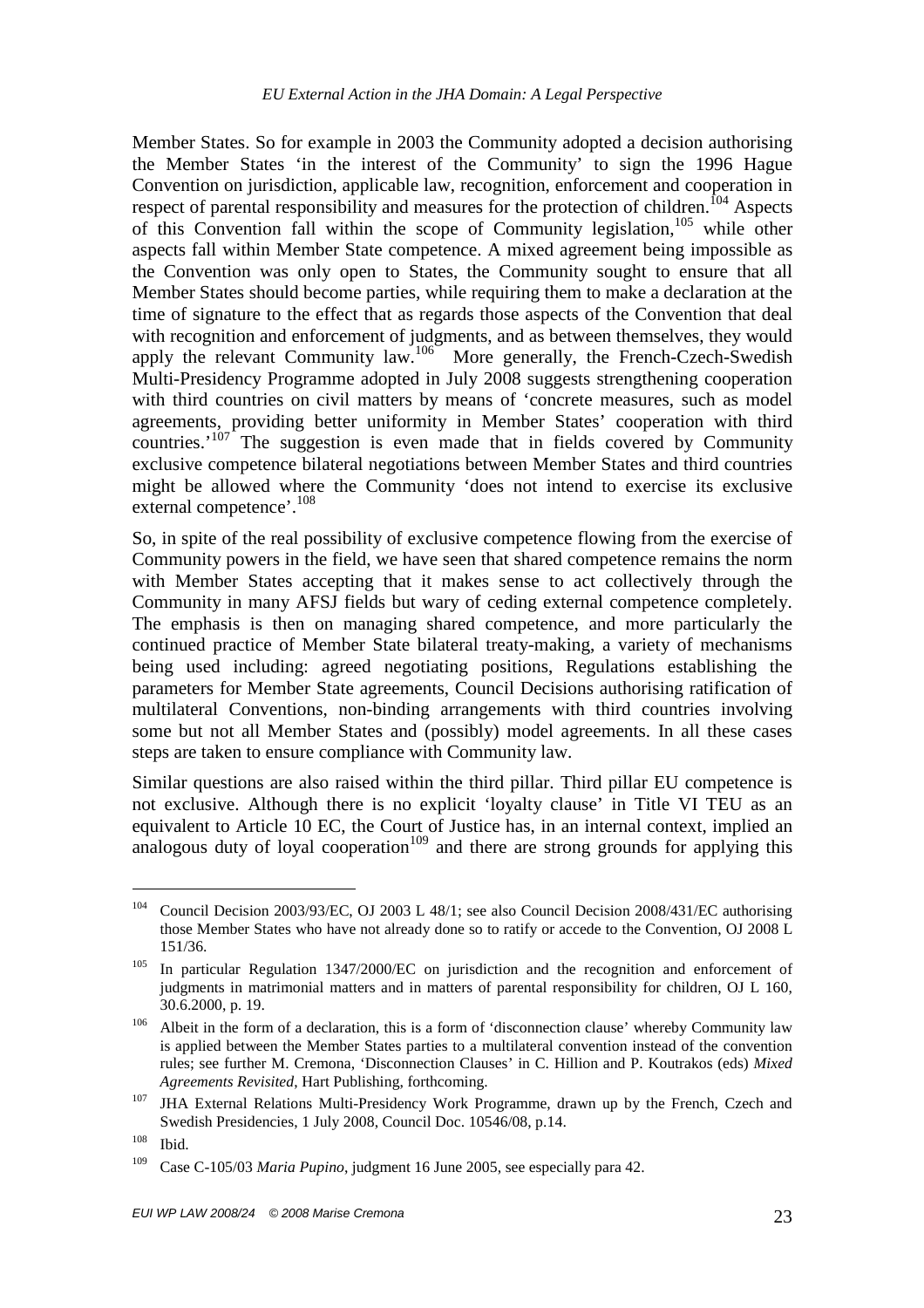Member States. So for example in 2003 the Community adopted a decision authorising the Member States 'in the interest of the Community' to sign the 1996 Hague Convention on jurisdiction, applicable law, recognition, enforcement and cooperation in respect of parental responsibility and measures for the protection of children.[104] Aspects of this Convention fall within the scope of Community legislation,[105] while other aspects fall within Member State competence. A mixed agreement being impossible as the Convention was only open to States, the Community sought to ensure that all Member States should become parties, while requiring them to make a declaration at the time of signature to the effect that as regards those aspects of the Convention that deal with recognition and enforcement of judgments, and as between themselves, they would apply the relevant Community law.[106] More generally, the French-Czech-Swedish Multi-Presidency Programme adopted in July 2008 suggests strengthening cooperation with third countries on civil matters by means of 'concrete measures, such as model agreements, providing better uniformity in Member States' cooperation with third countries.'[107] The suggestion is even made that in fields covered by Community exclusive competence bilateral negotiations between Member States and third countries might be allowed where the Community 'does not intend to exercise its exclusive external competence'.[108]

So, in spite of the real possibility of exclusive competence flowing from the exercise of Community powers in the field, we have seen that shared competence remains the norm with Member States accepting that it makes sense to act collectively through the Community in many AFSJ fields but wary of ceding external competence completely. The emphasis is then on managing shared competence, and more particularly the continued practice of Member State bilateral treaty-making, a variety of mechanisms being used including: agreed negotiating positions, Regulations establishing the parameters for Member State agreements, Council Decisions authorising ratification of multilateral Conventions, non-binding arrangements with third countries involving some but not all Member States and (possibly) model agreements. In all these cases steps are taken to ensure compliance with Community law.

Similar questions are also raised within the third pillar. Third pillar EU competence is not exclusive. Although there is no explicit 'loyalty clause' in Title VI TEU as an equivalent to Article 10 EC, the Court of Justice has, in an internal context, implied an analogous duty of loyal cooperation[109] and there are strong grounds for applying this

---

[104] Council Decision 2003/93/EC, OJ 2003 L 48/1; see also Council Decision 2008/431/EC authorising those Member States who have not already done so to ratify or accede to the Convention, OJ 2008 L 151/36.

[105] In particular Regulation 1347/2000/EC on jurisdiction and the recognition and enforcement of judgments in matrimonial matters and in matters of parental responsibility for children, OJ L 160, 30.6.2000, p. 19.

[106] Albeit in the form of a declaration, this is a form of 'disconnection clause' whereby Community law is applied between the Member States parties to a multilateral convention instead of the convention rules; see further M. Cremona, 'Disconnection Clauses' in C. Hillion and P. Koutrakos (eds) *Mixed Agreements Revisited*, Hart Publishing, forthcoming.

[107] JHA External Relations Multi-Presidency Work Programme, drawn up by the French, Czech and Swedish Presidencies, 1 July 2008, Council Doc. 10546/08, p.14.

[108] Ibid.

[109] Case C-105/03 *Maria Pupino*, judgment 16 June 2005, see especially para 42.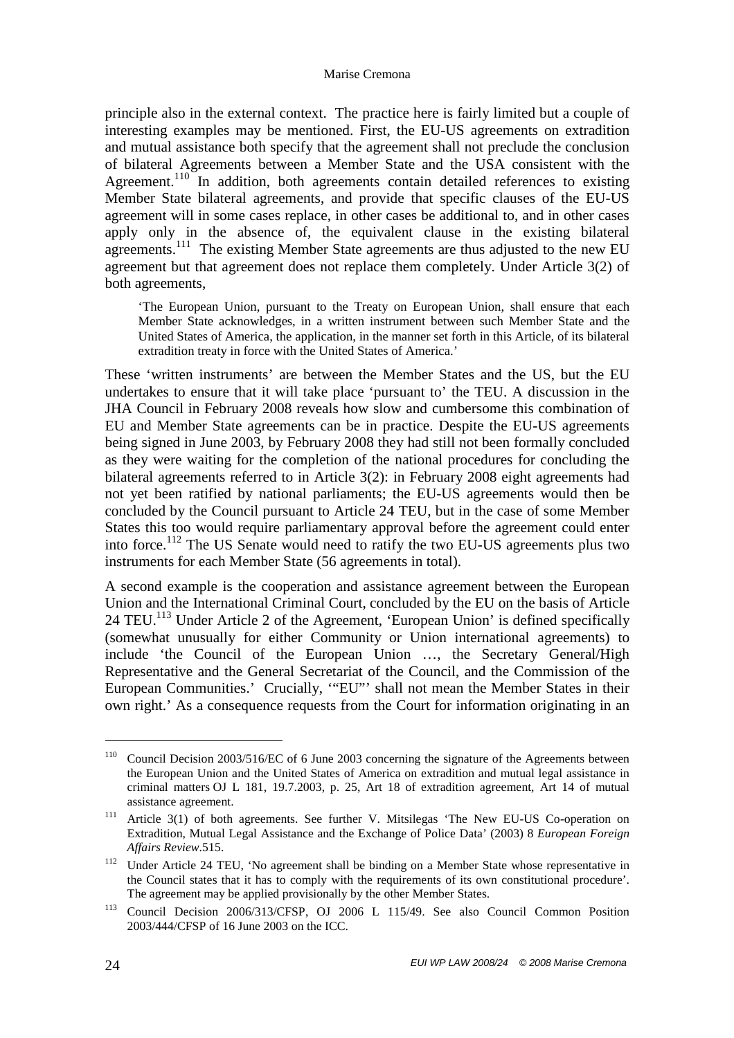principle also in the external context. The practice here is fairly limited but a couple of interesting examples may be mentioned. First, the EU-US agreements on extradition and mutual assistance both specify that the agreement shall not preclude the conclusion of bilateral Agreements between a Member State and the USA consistent with the Agreement.[110] In addition, both agreements contain detailed references to existing Member State bilateral agreements, and provide that specific clauses of the EU-US agreement will in some cases replace, in other cases be additional to, and in other cases apply only in the absence of, the equivalent clause in the existing bilateral agreements.[111] The existing Member State agreements are thus adjusted to the new EU agreement but that agreement does not replace them completely. Under Article 3(2) of both agreements,

> 'The European Union, pursuant to the Treaty on European Union, shall ensure that each Member State acknowledges, in a written instrument between such Member State and the United States of America, the application, in the manner set forth in this Article, of its bilateral extradition treaty in force with the United States of America.'

These 'written instruments' are between the Member States and the US, but the EU undertakes to ensure that it will take place 'pursuant to' the TEU. A discussion in the JHA Council in February 2008 reveals how slow and cumbersome this combination of EU and Member State agreements can be in practice. Despite the EU-US agreements being signed in June 2003, by February 2008 they had still not been formally concluded as they were waiting for the completion of the national procedures for concluding the bilateral agreements referred to in Article 3(2): in February 2008 eight agreements had not yet been ratified by national parliaments; the EU-US agreements would then be concluded by the Council pursuant to Article 24 TEU, but in the case of some Member States this too would require parliamentary approval before the agreement could enter into force.[112] The US Senate would need to ratify the two EU-US agreements plus two instruments for each Member State (56 agreements in total).

A second example is the cooperation and assistance agreement between the European Union and the International Criminal Court, concluded by the EU on the basis of Article 24 TEU.[113] Under Article 2 of the Agreement, 'European Union' is defined specifically (somewhat unusually for either Community or Union international agreements) to include 'the Council of the European Union …, the Secretary General/High Representative and the General Secretariat of the Council, and the Commission of the European Communities.' Crucially, '"EU"' shall not mean the Member States in their own right.' As a consequence requests from the Court for information originating in an

---

[110] Council Decision 2003/516/EC of 6 June 2003 concerning the signature of the Agreements between the European Union and the United States of America on extradition and mutual legal assistance in criminal matters OJ L 181, 19.7.2003, p. 25, Art 18 of extradition agreement, Art 14 of mutual assistance agreement.

[111] Article 3(1) of both agreements. See further V. Mitsilegas 'The New EU-US Co-operation on Extradition, Mutual Legal Assistance and the Exchange of Police Data' (2003) 8 *European Foreign Affairs Review*.515.

[112] Under Article 24 TEU, 'No agreement shall be binding on a Member State whose representative in the Council states that it has to comply with the requirements of its own constitutional procedure'. The agreement may be applied provisionally by the other Member States.

[113] Council Decision 2006/313/CFSP, OJ 2006 L 115/49. See also Council Common Position 2003/444/CFSP of 16 June 2003 on the ICC.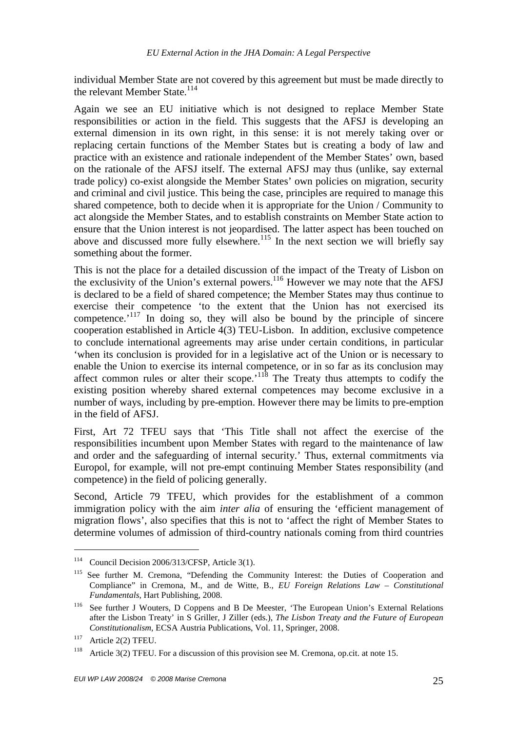individual Member State are not covered by this agreement but must be made directly to the relevant Member State.[114]

Again we see an EU initiative which is not designed to replace Member State responsibilities or action in the field. This suggests that the AFSJ is developing an external dimension in its own right, in this sense: it is not merely taking over or replacing certain functions of the Member States but is creating a body of law and practice with an existence and rationale independent of the Member States' own, based on the rationale of the AFSJ itself. The external AFSJ may thus (unlike, say external trade policy) co-exist alongside the Member States' own policies on migration, security and criminal and civil justice. This being the case, principles are required to manage this shared competence, both to decide when it is appropriate for the Union / Community to act alongside the Member States, and to establish constraints on Member State action to ensure that the Union interest is not jeopardised. The latter aspect has been touched on above and discussed more fully elsewhere.[115] In the next section we will briefly say something about the former.

This is not the place for a detailed discussion of the impact of the Treaty of Lisbon on the exclusivity of the Union's external powers.[116] However we may note that the AFSJ is declared to be a field of shared competence; the Member States may thus continue to exercise their competence 'to the extent that the Union has not exercised its competence.'[117] In doing so, they will also be bound by the principle of sincere cooperation established in Article 4(3) TEU-Lisbon. In addition, exclusive competence to conclude international agreements may arise under certain conditions, in particular 'when its conclusion is provided for in a legislative act of the Union or is necessary to enable the Union to exercise its internal competence, or in so far as its conclusion may affect common rules or alter their scope.'[118] The Treaty thus attempts to codify the existing position whereby shared external competences may become exclusive in a number of ways, including by pre-emption. However there may be limits to pre-emption in the field of AFSJ.

First, Art 72 TFEU says that 'This Title shall not affect the exercise of the responsibilities incumbent upon Member States with regard to the maintenance of law and order and the safeguarding of internal security.' Thus, external commitments via Europol, for example, will not pre-empt continuing Member States responsibility (and competence) in the field of policing generally.

Second, Article 79 TFEU, which provides for the establishment of a common immigration policy with the aim *inter alia* of ensuring the 'efficient management of migration flows', also specifies that this is not to 'affect the right of Member States to determine volumes of admission of third-country nationals coming from third countries

---

[114] Council Decision 2006/313/CFSP, Article 3(1).

[115] See further M. Cremona, "Defending the Community Interest: the Duties of Cooperation and Compliance" in Cremona, M., and de Witte, B., *EU Foreign Relations Law – Constitutional Fundamentals*, Hart Publishing, 2008.

[116] See further J Wouters, D Coppens and B De Meester, 'The European Union's External Relations after the Lisbon Treaty' in S Griller, J Ziller (eds.), *The Lisbon Treaty and the Future of European Constitutionalism*, ECSA Austria Publications, Vol. 11, Springer, 2008.

[117] Article 2(2) TFEU.

[118] Article 3(2) TFEU. For a discussion of this provision see M. Cremona, op.cit. at note 15.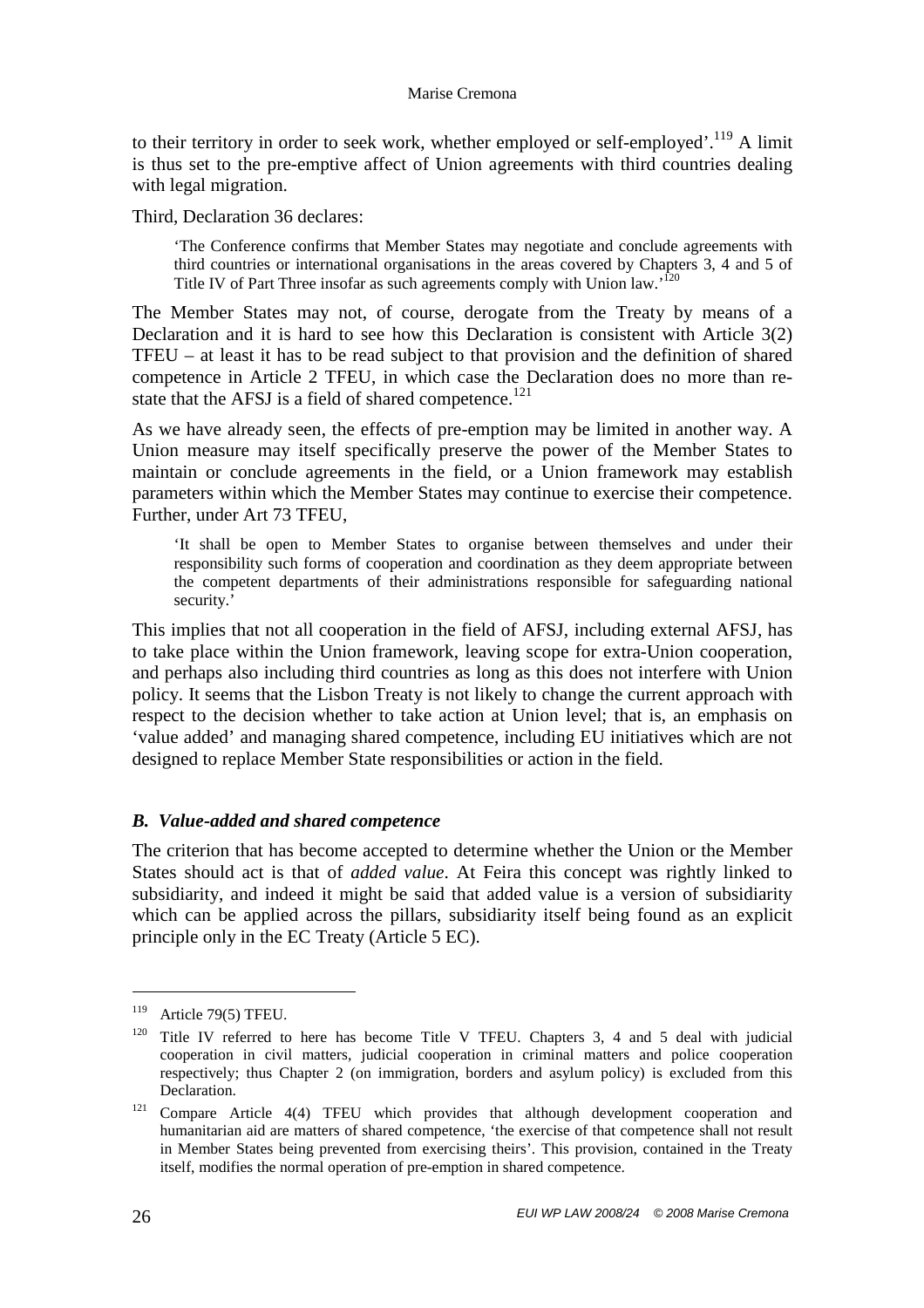to their territory in order to seek work, whether employed or self-employed'.[119] A limit is thus set to the pre-emptive affect of Union agreements with third countries dealing with legal migration.

Third, Declaration 36 declares:

> 'The Conference confirms that Member States may negotiate and conclude agreements with third countries or international organisations in the areas covered by Chapters 3, 4 and 5 of Title IV of Part Three insofar as such agreements comply with Union law.'[120]

The Member States may not, of course, derogate from the Treaty by means of a Declaration and it is hard to see how this Declaration is consistent with Article 3(2) TFEU – at least it has to be read subject to that provision and the definition of shared competence in Article 2 TFEU, in which case the Declaration does no more than re-state that the AFSJ is a field of shared competence.[121]

As we have already seen, the effects of pre-emption may be limited in another way. A Union measure may itself specifically preserve the power of the Member States to maintain or conclude agreements in the field, or a Union framework may establish parameters within which the Member States may continue to exercise their competence. Further, under Art 73 TFEU,

> 'It shall be open to Member States to organise between themselves and under their responsibility such forms of cooperation and coordination as they deem appropriate between the competent departments of their administrations responsible for safeguarding national security.'

This implies that not all cooperation in the field of AFSJ, including external AFSJ, has to take place within the Union framework, leaving scope for extra-Union cooperation, and perhaps also including third countries as long as this does not interfere with Union policy. It seems that the Lisbon Treaty is not likely to change the current approach with respect to the decision whether to take action at Union level; that is, an emphasis on 'value added' and managing shared competence, including EU initiatives which are not designed to replace Member State responsibilities or action in the field.

### *B. Value-added and shared competence*

The criterion that has become accepted to determine whether the Union or the Member States should act is that of *added value*. At Feira this concept was rightly linked to subsidiarity, and indeed it might be said that added value is a version of subsidiarity which can be applied across the pillars, subsidiarity itself being found as an explicit principle only in the EC Treaty (Article 5 EC).

---

[119] Article 79(5) TFEU.

[120] Title IV referred to here has become Title V TFEU. Chapters 3, 4 and 5 deal with judicial cooperation in civil matters, judicial cooperation in criminal matters and police cooperation respectively; thus Chapter 2 (on immigration, borders and asylum policy) is excluded from this Declaration.

[121] Compare Article 4(4) TFEU which provides that although development cooperation and humanitarian aid are matters of shared competence, 'the exercise of that competence shall not result in Member States being prevented from exercising theirs'. This provision, contained in the Treaty itself, modifies the normal operation of pre-emption in shared competence.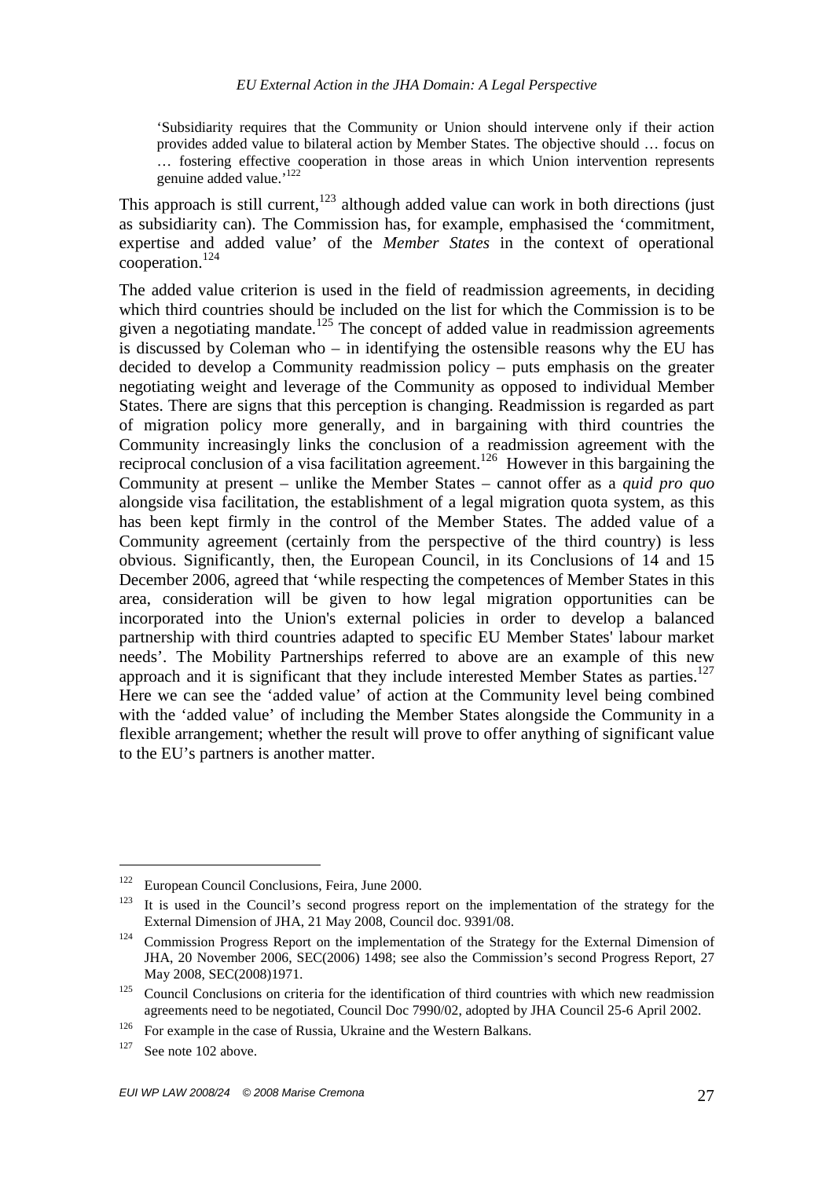> 'Subsidiarity requires that the Community or Union should intervene only if their action provides added value to bilateral action by Member States. The objective should … focus on … fostering effective cooperation in those areas in which Union intervention represents genuine added value.'[122]

This approach is still current,[123] although added value can work in both directions (just as subsidiarity can). The Commission has, for example, emphasised the 'commitment, expertise and added value' of the *Member States* in the context of operational cooperation.[124]

The added value criterion is used in the field of readmission agreements, in deciding which third countries should be included on the list for which the Commission is to be given a negotiating mandate.[125] The concept of added value in readmission agreements is discussed by Coleman who – in identifying the ostensible reasons why the EU has decided to develop a Community readmission policy – puts emphasis on the greater negotiating weight and leverage of the Community as opposed to individual Member States. There are signs that this perception is changing. Readmission is regarded as part of migration policy more generally, and in bargaining with third countries the Community increasingly links the conclusion of a readmission agreement with the reciprocal conclusion of a visa facilitation agreement.[126] However in this bargaining the Community at present – unlike the Member States – cannot offer as a *quid pro quo* alongside visa facilitation, the establishment of a legal migration quota system, as this has been kept firmly in the control of the Member States. The added value of a Community agreement (certainly from the perspective of the third country) is less obvious. Significantly, then, the European Council, in its Conclusions of 14 and 15 December 2006, agreed that 'while respecting the competences of Member States in this area, consideration will be given to how legal migration opportunities can be incorporated into the Union's external policies in order to develop a balanced partnership with third countries adapted to specific EU Member States' labour market needs'. The Mobility Partnerships referred to above are an example of this new approach and it is significant that they include interested Member States as parties.[127] Here we can see the 'added value' of action at the Community level being combined with the 'added value' of including the Member States alongside the Community in a flexible arrangement; whether the result will prove to offer anything of significant value to the EU's partners is another matter.

---

[122] European Council Conclusions, Feira, June 2000.

[123] It is used in the Council's second progress report on the implementation of the strategy for the External Dimension of JHA, 21 May 2008, Council doc. 9391/08.

[124] Commission Progress Report on the implementation of the Strategy for the External Dimension of JHA, 20 November 2006, SEC(2006) 1498; see also the Commission's second Progress Report, 27 May 2008, SEC(2008)1971.

[125] Council Conclusions on criteria for the identification of third countries with which new readmission agreements need to be negotiated, Council Doc 7990/02, adopted by JHA Council 25-6 April 2002.

[126] For example in the case of Russia, Ukraine and the Western Balkans.

[127] See note 102 above.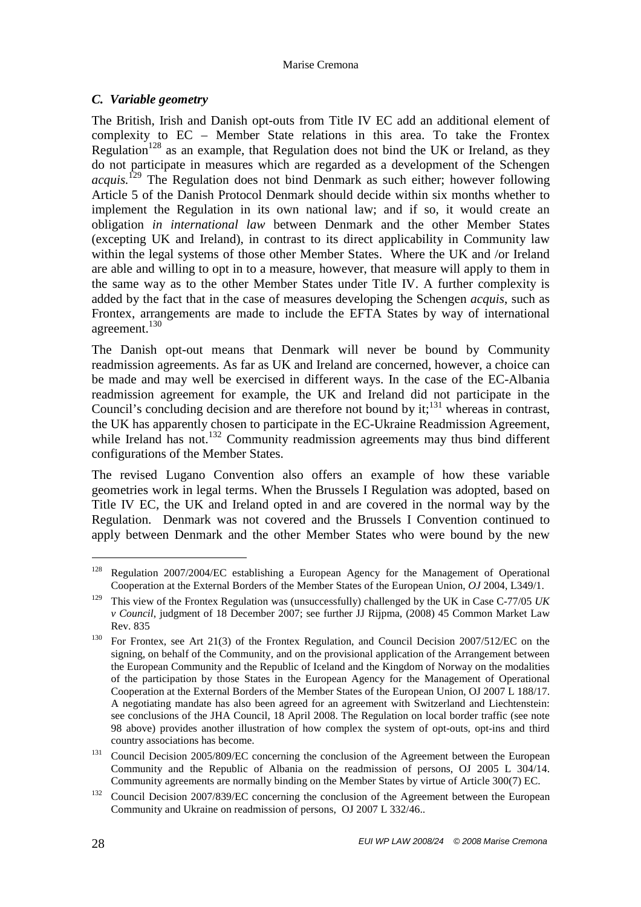### *C. Variable geometry*

The British, Irish and Danish opt-outs from Title IV EC add an additional element of complexity to EC – Member State relations in this area. To take the Frontex Regulation[128] as an example, that Regulation does not bind the UK or Ireland, as they do not participate in measures which are regarded as a development of the Schengen *acquis.*[129] The Regulation does not bind Denmark as such either; however following Article 5 of the Danish Protocol Denmark should decide within six months whether to implement the Regulation in its own national law; and if so, it would create an obligation *in international law* between Denmark and the other Member States (excepting UK and Ireland), in contrast to its direct applicability in Community law within the legal systems of those other Member States. Where the UK and /or Ireland are able and willing to opt in to a measure, however, that measure will apply to them in the same way as to the other Member States under Title IV. A further complexity is added by the fact that in the case of measures developing the Schengen *acquis*, such as Frontex, arrangements are made to include the EFTA States by way of international agreement.[130]

The Danish opt-out means that Denmark will never be bound by Community readmission agreements. As far as UK and Ireland are concerned, however, a choice can be made and may well be exercised in different ways. In the case of the EC-Albania readmission agreement for example, the UK and Ireland did not participate in the Council's concluding decision and are therefore not bound by it;[131] whereas in contrast, the UK has apparently chosen to participate in the EC-Ukraine Readmission Agreement, while Ireland has not.[132] Community readmission agreements may thus bind different configurations of the Member States.

The revised Lugano Convention also offers an example of how these variable geometries work in legal terms. When the Brussels I Regulation was adopted, based on Title IV EC, the UK and Ireland opted in and are covered in the normal way by the Regulation. Denmark was not covered and the Brussels I Convention continued to apply between Denmark and the other Member States who were bound by the new

---

[128] Regulation 2007/2004/EC establishing a European Agency for the Management of Operational Cooperation at the External Borders of the Member States of the European Union, *OJ* 2004, L349/1.

[129] This view of the Frontex Regulation was (unsuccessfully) challenged by the UK in Case C-77/05 *UK v Council*, judgment of 18 December 2007; see further JJ Rijpma, (2008) 45 Common Market Law Rev. 835

[130] For Frontex, see Art 21(3) of the Frontex Regulation, and Council Decision 2007/512/EC on the signing, on behalf of the Community, and on the provisional application of the Arrangement between the European Community and the Republic of Iceland and the Kingdom of Norway on the modalities of the participation by those States in the European Agency for the Management of Operational Cooperation at the External Borders of the Member States of the European Union, OJ 2007 L 188/17. A negotiating mandate has also been agreed for an agreement with Switzerland and Liechtenstein: see conclusions of the JHA Council, 18 April 2008. The Regulation on local border traffic (see note 98 above) provides another illustration of how complex the system of opt-outs, opt-ins and third country associations has become.

[131] Council Decision 2005/809/EC concerning the conclusion of the Agreement between the European Community and the Republic of Albania on the readmission of persons, OJ 2005 L 304/14. Community agreements are normally binding on the Member States by virtue of Article 300(7) EC.

[132] Council Decision 2007/839/EC concerning the conclusion of the Agreement between the European Community and Ukraine on readmission of persons, OJ 2007 L 332/46..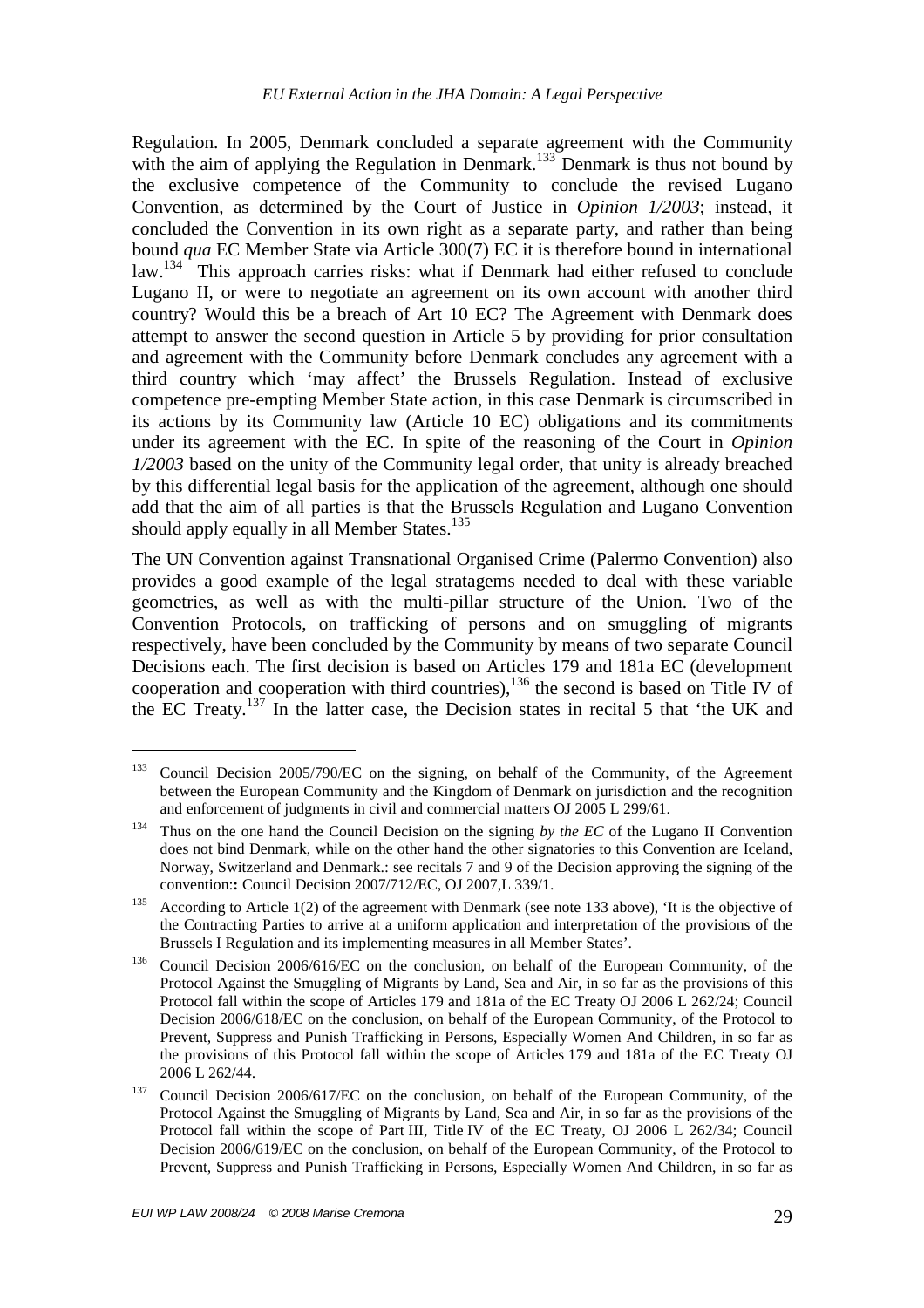Regulation. In 2005, Denmark concluded a separate agreement with the Community with the aim of applying the Regulation in Denmark.[133] Denmark is thus not bound by the exclusive competence of the Community to conclude the revised Lugano Convention, as determined by the Court of Justice in *Opinion 1/2003*; instead, it concluded the Convention in its own right as a separate party, and rather than being bound *qua* EC Member State via Article 300(7) EC it is therefore bound in international law.[134] This approach carries risks: what if Denmark had either refused to conclude Lugano II, or were to negotiate an agreement on its own account with another third country? Would this be a breach of Art 10 EC? The Agreement with Denmark does attempt to answer the second question in Article 5 by providing for prior consultation and agreement with the Community before Denmark concludes any agreement with a third country which 'may affect' the Brussels Regulation. Instead of exclusive competence pre-empting Member State action, in this case Denmark is circumscribed in its actions by its Community law (Article 10 EC) obligations and its commitments under its agreement with the EC. In spite of the reasoning of the Court in *Opinion 1/2003* based on the unity of the Community legal order, that unity is already breached by this differential legal basis for the application of the agreement, although one should add that the aim of all parties is that the Brussels Regulation and Lugano Convention should apply equally in all Member States.[135]

The UN Convention against Transnational Organised Crime (Palermo Convention) also provides a good example of the legal stratagems needed to deal with these variable geometries, as well as with the multi-pillar structure of the Union. Two of the Convention Protocols, on trafficking of persons and on smuggling of migrants respectively, have been concluded by the Community by means of two separate Council Decisions each. The first decision is based on Articles 179 and 181a EC (development cooperation and cooperation with third countries),[136] the second is based on Title IV of the EC Treaty.[137] In the latter case, the Decision states in recital 5 that 'the UK and

---

[133] Council Decision 2005/790/EC on the signing, on behalf of the Community, of the Agreement between the European Community and the Kingdom of Denmark on jurisdiction and the recognition and enforcement of judgments in civil and commercial matters OJ 2005 L 299/61.

[134] Thus on the one hand the Council Decision on the signing *by the EC* of the Lugano II Convention does not bind Denmark, while on the other hand the other signatories to this Convention are Iceland, Norway, Switzerland and Denmark.: see recitals 7 and 9 of the Decision approving the signing of the convention:**:** Council Decision 2007/712/EC, OJ 2007,L 339/1.

[135] According to Article 1(2) of the agreement with Denmark (see note 133 above), 'It is the objective of the Contracting Parties to arrive at a uniform application and interpretation of the provisions of the Brussels I Regulation and its implementing measures in all Member States'.

[136] Council Decision 2006/616/EC on the conclusion, on behalf of the European Community, of the Protocol Against the Smuggling of Migrants by Land, Sea and Air, in so far as the provisions of this Protocol fall within the scope of Articles 179 and 181a of the EC Treaty OJ 2006 L 262/24; Council Decision 2006/618/EC on the conclusion, on behalf of the European Community, of the Protocol to Prevent, Suppress and Punish Trafficking in Persons, Especially Women And Children, in so far as the provisions of this Protocol fall within the scope of Articles 179 and 181a of the EC Treaty OJ 2006 L 262/44.

[137] Council Decision 2006/617/EC on the conclusion, on behalf of the European Community, of the Protocol Against the Smuggling of Migrants by Land, Sea and Air, in so far as the provisions of the Protocol fall within the scope of Part III, Title IV of the EC Treaty, OJ 2006 L 262/34; Council Decision 2006/619/EC on the conclusion, on behalf of the European Community, of the Protocol to Prevent, Suppress and Punish Trafficking in Persons, Especially Women And Children, in so far as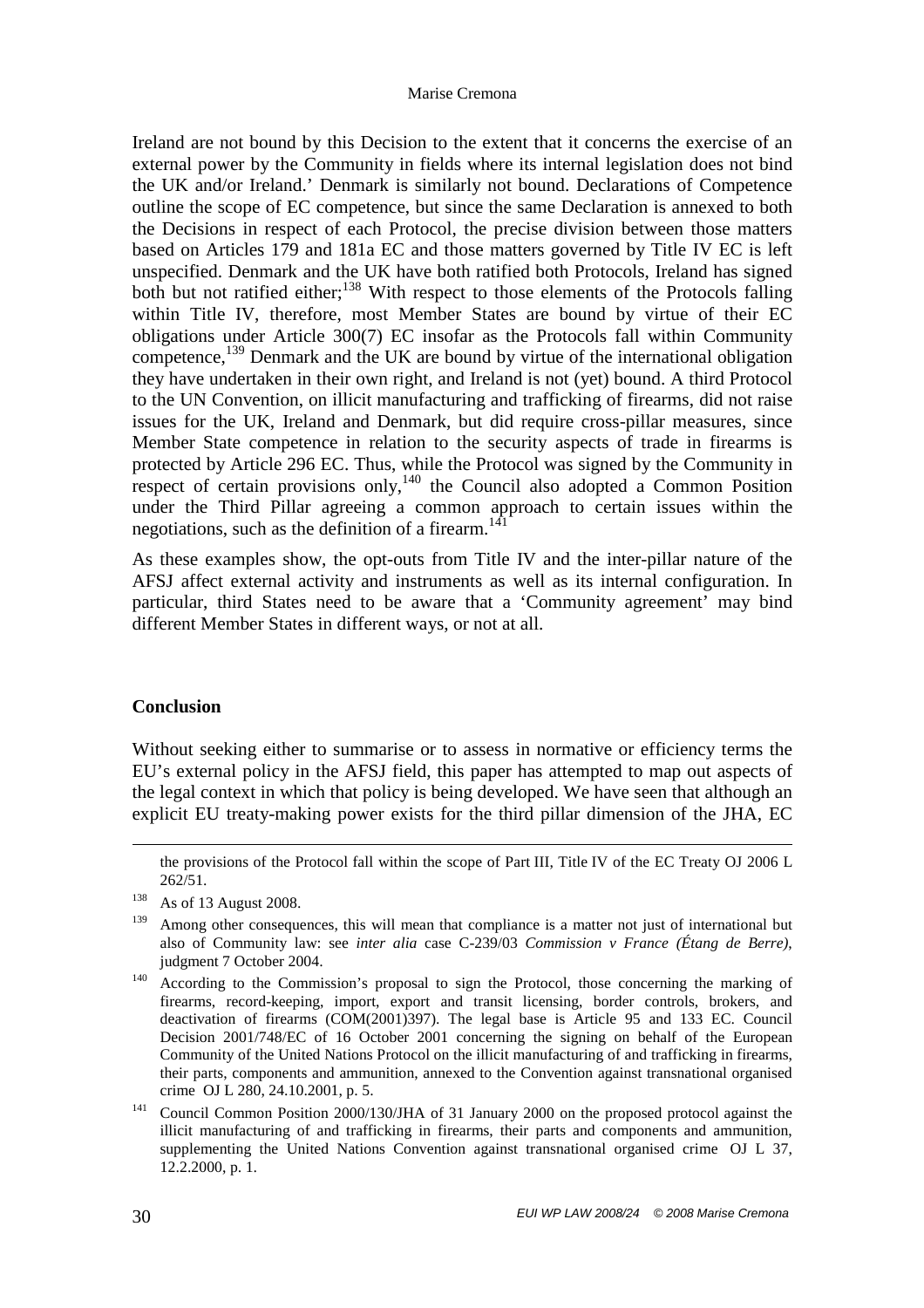Ireland are not bound by this Decision to the extent that it concerns the exercise of an external power by the Community in fields where its internal legislation does not bind the UK and/or Ireland.' Denmark is similarly not bound. Declarations of Competence outline the scope of EC competence, but since the same Declaration is annexed to both the Decisions in respect of each Protocol, the precise division between those matters based on Articles 179 and 181a EC and those matters governed by Title IV EC is left unspecified. Denmark and the UK have both ratified both Protocols, Ireland has signed both but not ratified either;[138] With respect to those elements of the Protocols falling within Title IV, therefore, most Member States are bound by virtue of their EC obligations under Article 300(7) EC insofar as the Protocols fall within Community competence,[139] Denmark and the UK are bound by virtue of the international obligation they have undertaken in their own right, and Ireland is not (yet) bound. A third Protocol to the UN Convention, on illicit manufacturing and trafficking of firearms, did not raise issues for the UK, Ireland and Denmark, but did require cross-pillar measures, since Member State competence in relation to the security aspects of trade in firearms is protected by Article 296 EC. Thus, while the Protocol was signed by the Community in respect of certain provisions only,[140] the Council also adopted a Common Position under the Third Pillar agreeing a common approach to certain issues within the negotiations, such as the definition of a firearm.[141]

As these examples show, the opt-outs from Title IV and the inter-pillar nature of the AFSJ affect external activity and instruments as well as its internal configuration. In particular, third States need to be aware that a 'Community agreement' may bind different Member States in different ways, or not at all.

## Conclusion

Without seeking either to summarise or to assess in normative or efficiency terms the EU's external policy in the AFSJ field, this paper has attempted to map out aspects of the legal context in which that policy is being developed. We have seen that although an explicit EU treaty-making power exists for the third pillar dimension of the JHA, EC

---

the provisions of the Protocol fall within the scope of Part III, Title IV of the EC Treaty OJ 2006 L 262/51.

[138] As of 13 August 2008.

[139] Among other consequences, this will mean that compliance is a matter not just of international but also of Community law: see *inter alia* case C-239/03 *Commission v France (Étang de Berre)*, judgment 7 October 2004.

[140] According to the Commission's proposal to sign the Protocol, those concerning the marking of firearms, record-keeping, import, export and transit licensing, border controls, brokers, and deactivation of firearms (COM(2001)397). The legal base is Article 95 and 133 EC. Council Decision 2001/748/EC of 16 October 2001 concerning the signing on behalf of the European Community of the United Nations Protocol on the illicit manufacturing of and trafficking in firearms, their parts, components and ammunition, annexed to the Convention against transnational organised crime OJ L 280, 24.10.2001, p. 5.

[141] Council Common Position 2000/130/JHA of 31 January 2000 on the proposed protocol against the illicit manufacturing of and trafficking in firearms, their parts and components and ammunition, supplementing the United Nations Convention against transnational organised crime OJ L 37, 12.2.2000, p. 1.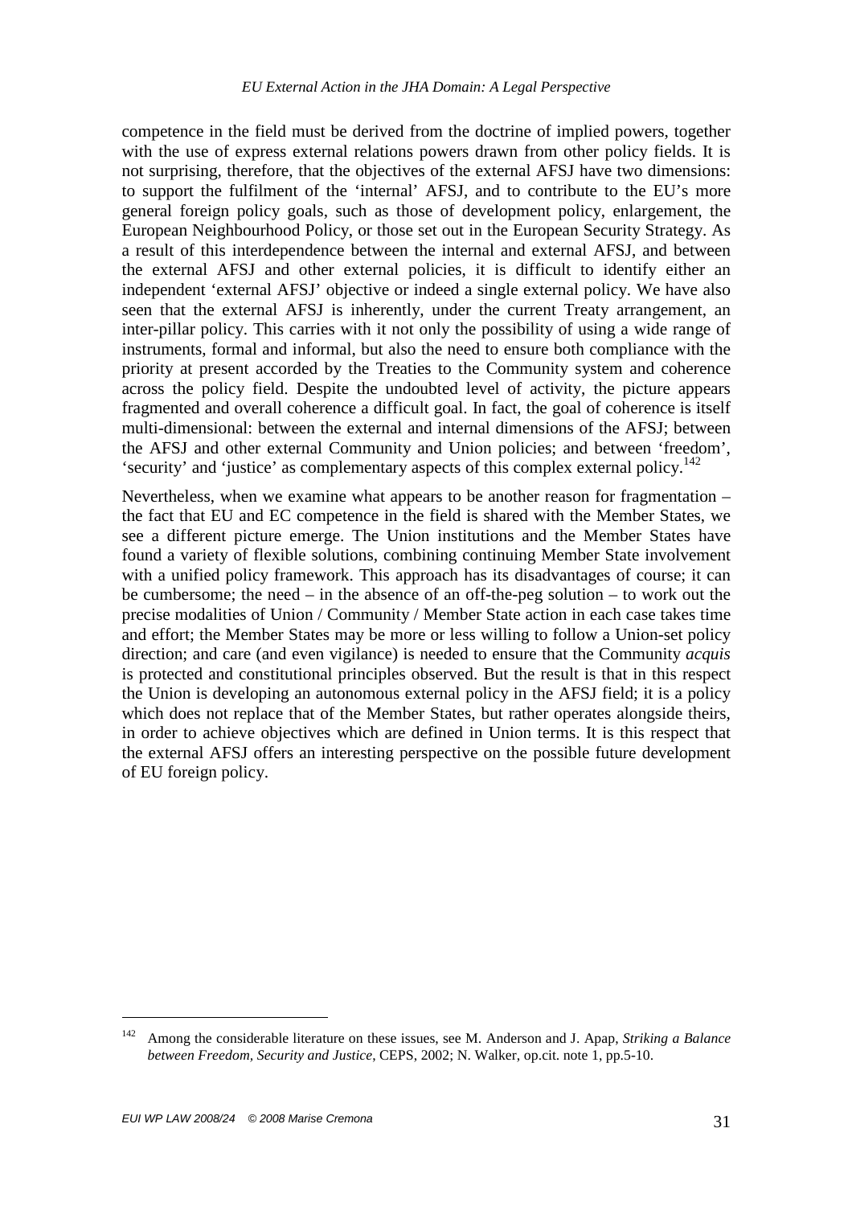competence in the field must be derived from the doctrine of implied powers, together with the use of express external relations powers drawn from other policy fields. It is not surprising, therefore, that the objectives of the external AFSJ have two dimensions: to support the fulfilment of the 'internal' AFSJ, and to contribute to the EU's more general foreign policy goals, such as those of development policy, enlargement, the European Neighbourhood Policy, or those set out in the European Security Strategy. As a result of this interdependence between the internal and external AFSJ, and between the external AFSJ and other external policies, it is difficult to identify either an independent 'external AFSJ' objective or indeed a single external policy. We have also seen that the external AFSJ is inherently, under the current Treaty arrangement, an inter-pillar policy. This carries with it not only the possibility of using a wide range of instruments, formal and informal, but also the need to ensure both compliance with the priority at present accorded by the Treaties to the Community system and coherence across the policy field. Despite the undoubted level of activity, the picture appears fragmented and overall coherence a difficult goal. In fact, the goal of coherence is itself multi-dimensional: between the external and internal dimensions of the AFSJ; between the AFSJ and other external Community and Union policies; and between 'freedom', 'security' and 'justice' as complementary aspects of this complex external policy.[142]

Nevertheless, when we examine what appears to be another reason for fragmentation – the fact that EU and EC competence in the field is shared with the Member States, we see a different picture emerge. The Union institutions and the Member States have found a variety of flexible solutions, combining continuing Member State involvement with a unified policy framework. This approach has its disadvantages of course; it can be cumbersome; the need – in the absence of an off-the-peg solution – to work out the precise modalities of Union / Community / Member State action in each case takes time and effort; the Member States may be more or less willing to follow a Union-set policy direction; and care (and even vigilance) is needed to ensure that the Community *acquis* is protected and constitutional principles observed. But the result is that in this respect the Union is developing an autonomous external policy in the AFSJ field; it is a policy which does not replace that of the Member States, but rather operates alongside theirs, in order to achieve objectives which are defined in Union terms. It is this respect that the external AFSJ offers an interesting perspective on the possible future development of EU foreign policy.

---

[142] Among the considerable literature on these issues, see M. Anderson and J. Apap, *Striking a Balance between Freedom, Security and Justice*, CEPS, 2002; N. Walker, op.cit. note 1, pp.5-10.